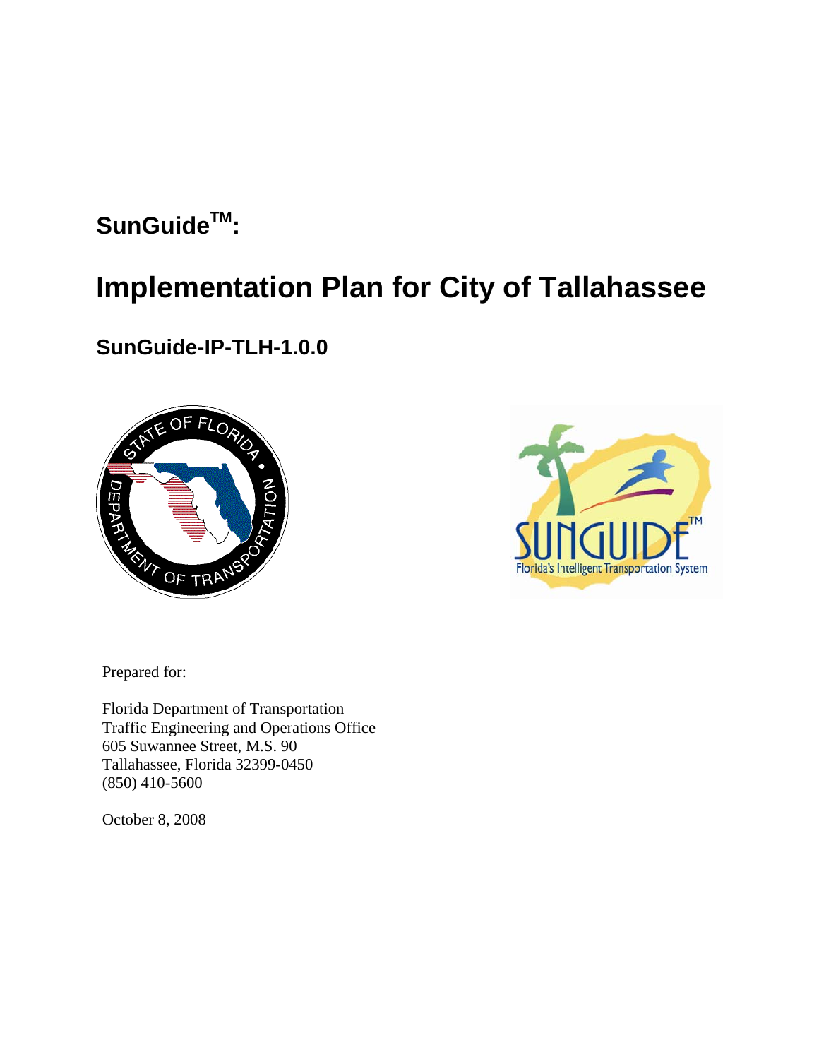# SunGuide™:

# Implementation Plan for City of Tallahassee

## SunGuide-IP-TLH-1.0.0

Prepared for:

Florida Department of Transportation
Traffic Engineering and Operations Office
605 Suwannee Street, M.S. 90
Tallahassee, Florida 32399-0450
(850) 410-5600

October 8, 2008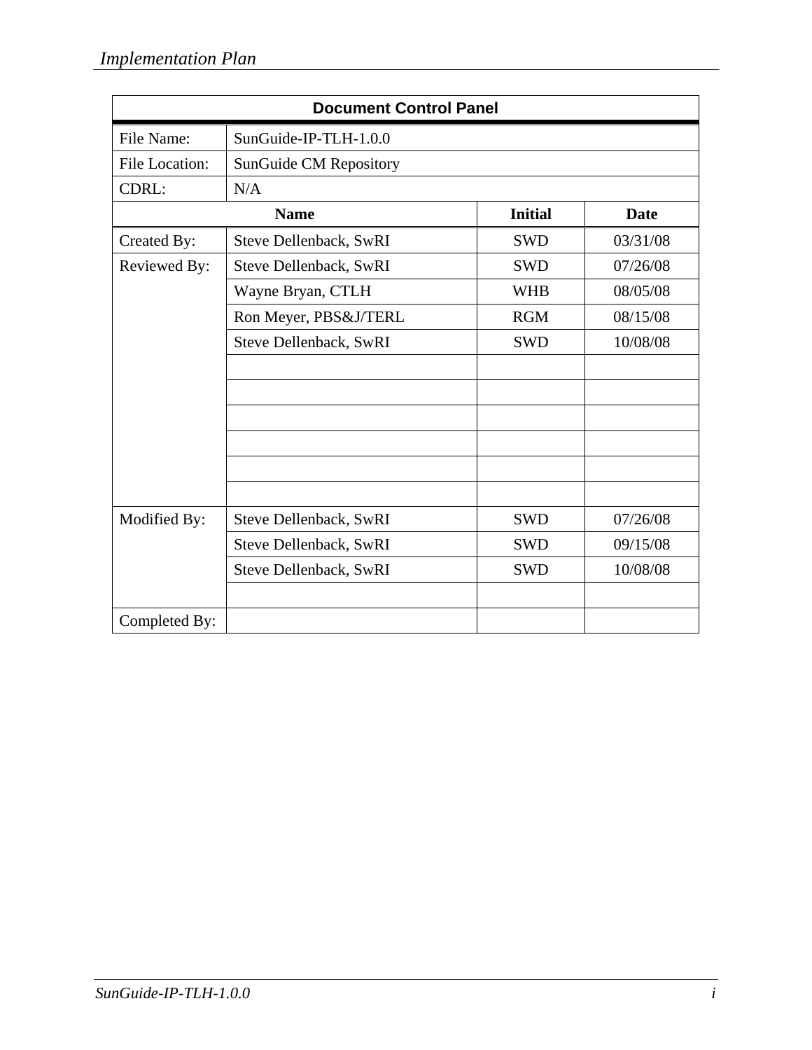| Document Control Panel | | | |
|---|---|---|---|
| File Name: | SunGuide-IP-TLH-1.0.0 | | |
| File Location: | SunGuide CM Repository | | |
| CDRL: | N/A | | |
| | **Name** | **Initial** | **Date** |
| Created By: | Steve Dellenback, SwRI | SWD | 03/31/08 |
| Reviewed By: | Steve Dellenback, SwRI | SWD | 07/26/08 |
| | Wayne Bryan, CTLH | WHB | 08/05/08 |
| | Ron Meyer, PBS&J/TERL | RGM | 08/15/08 |
| | Steve Dellenback, SwRI | SWD | 10/08/08 |
| | | | |
| | | | |
| | | | |
| | | | |
| | | | |
| | | | |
| Modified By: | Steve Dellenback, SwRI | SWD | 07/26/08 |
| | Steve Dellenback, SwRI | SWD | 09/15/08 |
| | Steve Dellenback, SwRI | SWD | 10/08/08 |
| | | | |
| Completed By: | | | |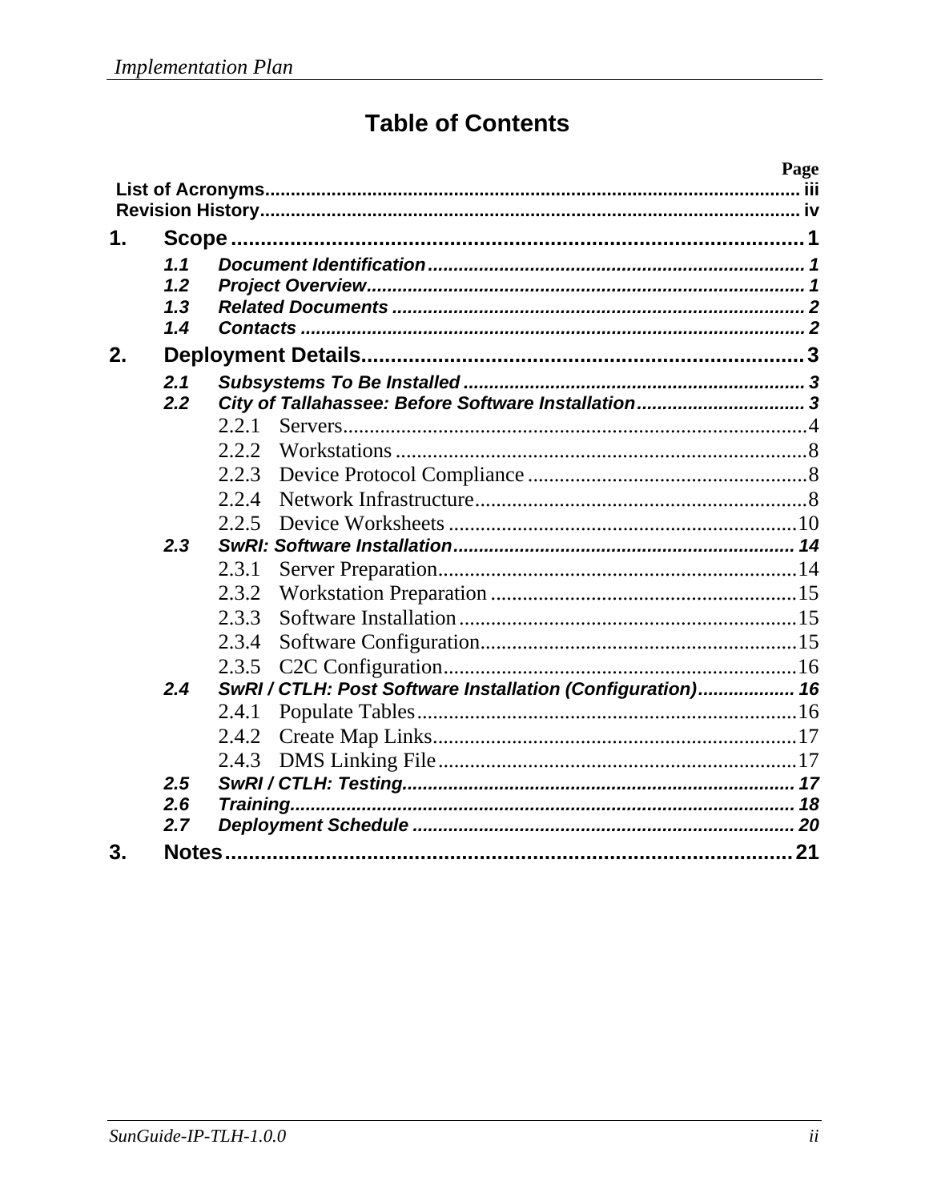# Table of Contents

| | Page |
|---|---|
| **List of Acronyms** | iii |
| **Revision History** | iv |
| **1. Scope** | **1** |
| *1.1 Document Identification* | 1 |
| *1.2 Project Overview* | 1 |
| *1.3 Related Documents* | 2 |
| *1.4 Contacts* | 2 |
| **2. Deployment Details** | **3** |
| *2.1 Subsystems To Be Installed* | 3 |
| *2.2 City of Tallahassee: Before Software Installation* | 3 |
| 2.2.1 Servers | 4 |
| 2.2.2 Workstations | 8 |
| 2.2.3 Device Protocol Compliance | 8 |
| 2.2.4 Network Infrastructure | 8 |
| 2.2.5 Device Worksheets | 10 |
| *2.3 SwRI: Software Installation* | 14 |
| 2.3.1 Server Preparation | 14 |
| 2.3.2 Workstation Preparation | 15 |
| 2.3.3 Software Installation | 15 |
| 2.3.4 Software Configuration | 15 |
| 2.3.5 C2C Configuration | 16 |
| *2.4 SwRI / CTLH: Post Software Installation (Configuration)* | 16 |
| 2.4.1 Populate Tables | 16 |
| 2.4.2 Create Map Links | 17 |
| 2.4.3 DMS Linking File | 17 |
| *2.5 SwRI / CTLH: Testing* | 17 |
| *2.6 Training* | 18 |
| *2.7 Deployment Schedule* | 20 |
| **3. Notes** | **21** |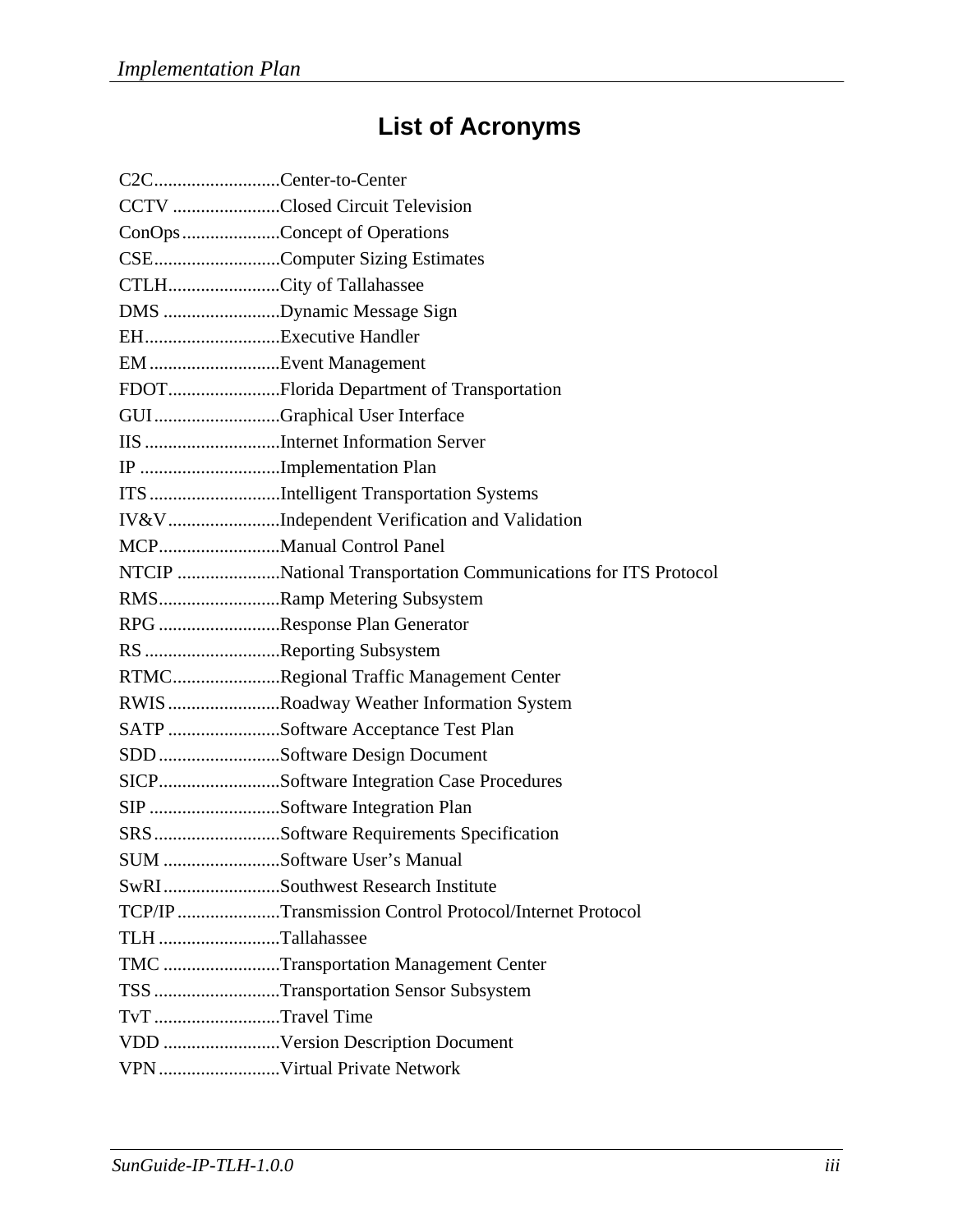# List of Acronyms

C2C...........................Center-to-Center
CCTV .......................Closed Circuit Television
ConOps.....................Concept of Operations
CSE...........................Computer Sizing Estimates
CTLH........................City of Tallahassee
DMS .........................Dynamic Message Sign
EH.............................Executive Handler
EM ............................Event Management
FDOT........................Florida Department of Transportation
GUI ...........................Graphical User Interface
IIS .............................Internet Information Server
IP ..............................Implementation Plan
ITS ............................Intelligent Transportation Systems
IV&V........................Independent Verification and Validation
MCP..........................Manual Control Panel
NTCIP ......................National Transportation Communications for ITS Protocol
RMS..........................Ramp Metering Subsystem
RPG ..........................Response Plan Generator
RS .............................Reporting Subsystem
RTMC.......................Regional Traffic Management Center
RWIS ........................Roadway Weather Information System
SATP ........................Software Acceptance Test Plan
SDD ..........................Software Design Document
SICP..........................Software Integration Case Procedures
SIP ............................Software Integration Plan
SRS ...........................Software Requirements Specification
SUM .........................Software User's Manual
SwRI .........................Southwest Research Institute
TCP/IP ......................Transmission Control Protocol/Internet Protocol
TLH ..........................Tallahassee
TMC .........................Transportation Management Center
TSS ...........................Transportation Sensor Subsystem
TvT ...........................Travel Time
VDD .........................Version Description Document
VPN ..........................Virtual Private Network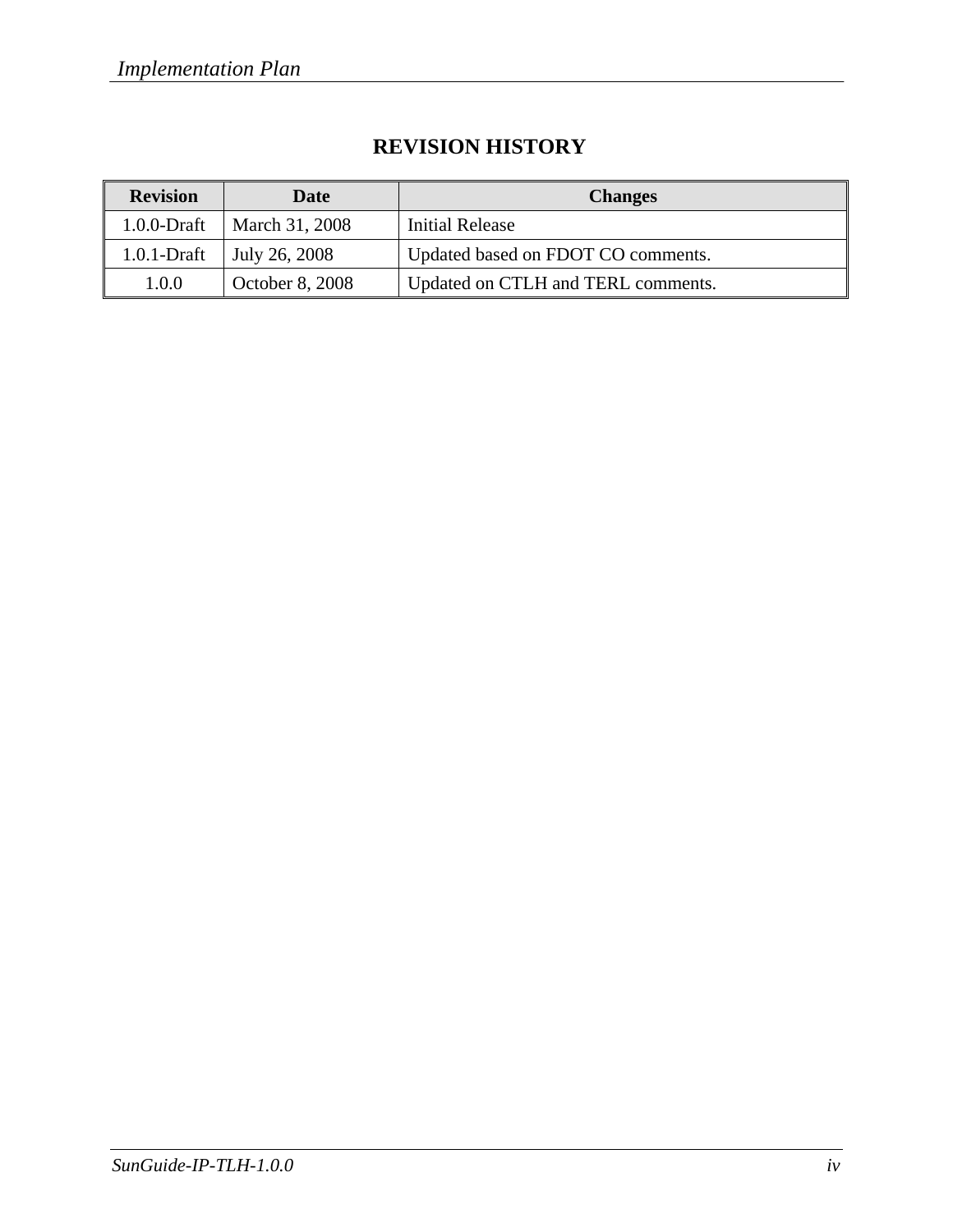# REVISION HISTORY

| Revision | Date | Changes |
|---|---|---|
| 1.0.0-Draft | March 31, 2008 | Initial Release |
| 1.0.1-Draft | July 26, 2008 | Updated based on FDOT CO comments. |
| 1.0.0 | October 8, 2008 | Updated on CTLH and TERL comments. |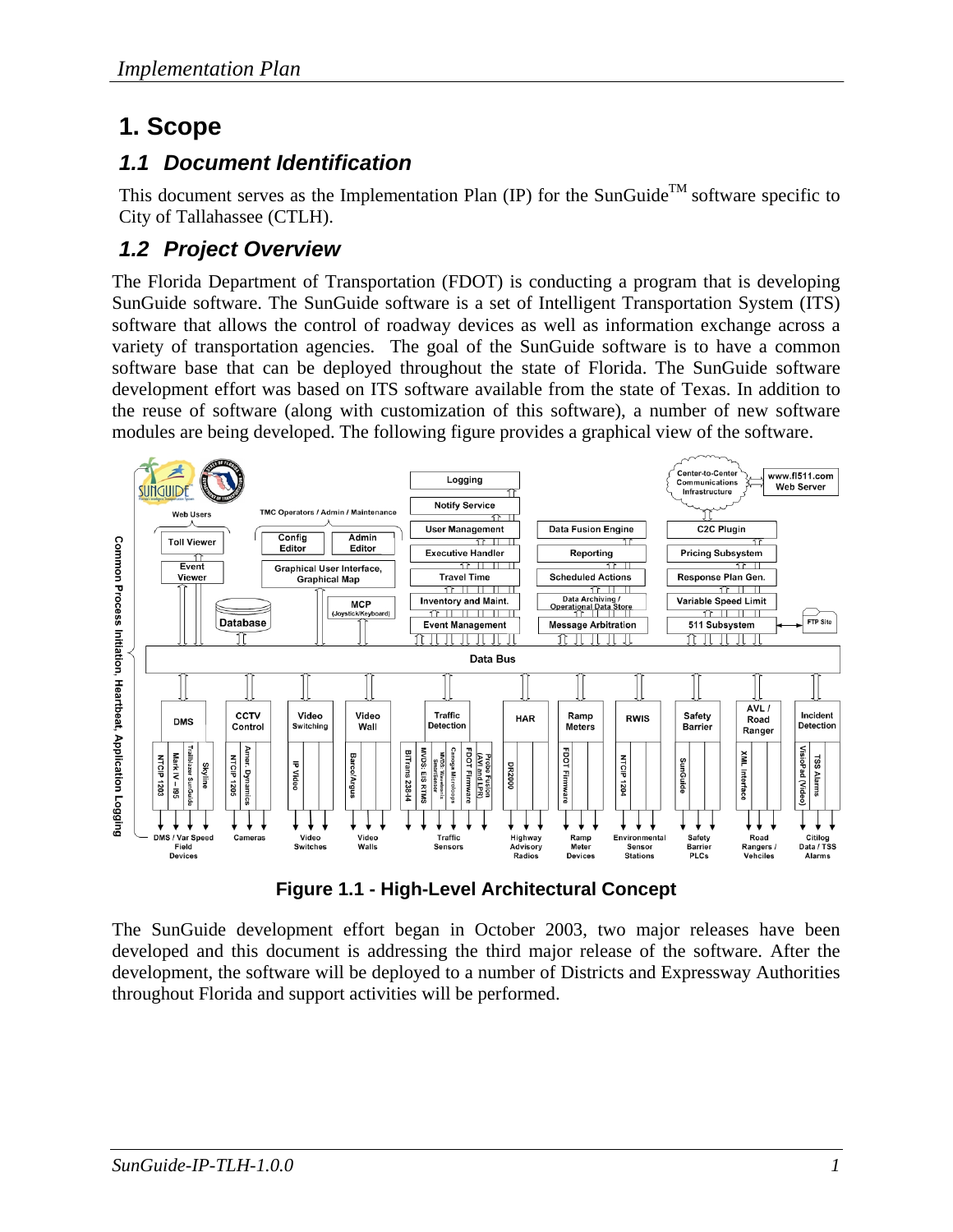# 1. Scope

## 1.1 Document Identification

This document serves as the Implementation Plan (IP) for the SunGuide™ software specific to City of Tallahassee (CTLH).

## 1.2 Project Overview

The Florida Department of Transportation (FDOT) is conducting a program that is developing SunGuide software. The SunGuide software is a set of Intelligent Transportation System (ITS) software that allows the control of roadway devices as well as information exchange across a variety of transportation agencies. The goal of the SunGuide software is to have a common software base that can be deployed throughout the state of Florida. The SunGuide software development effort was based on ITS software available from the state of Texas. In addition to the reuse of software (along with customization of this software), a number of new software modules are being developed. The following figure provides a graphical view of the software.

**Figure 1.1 - High-Level Architectural Concept**

The SunGuide development effort began in October 2003, two major releases have been developed and this document is addressing the third major release of the software. After the development, the software will be deployed to a number of Districts and Expressway Authorities throughout Florida and support activities will be performed.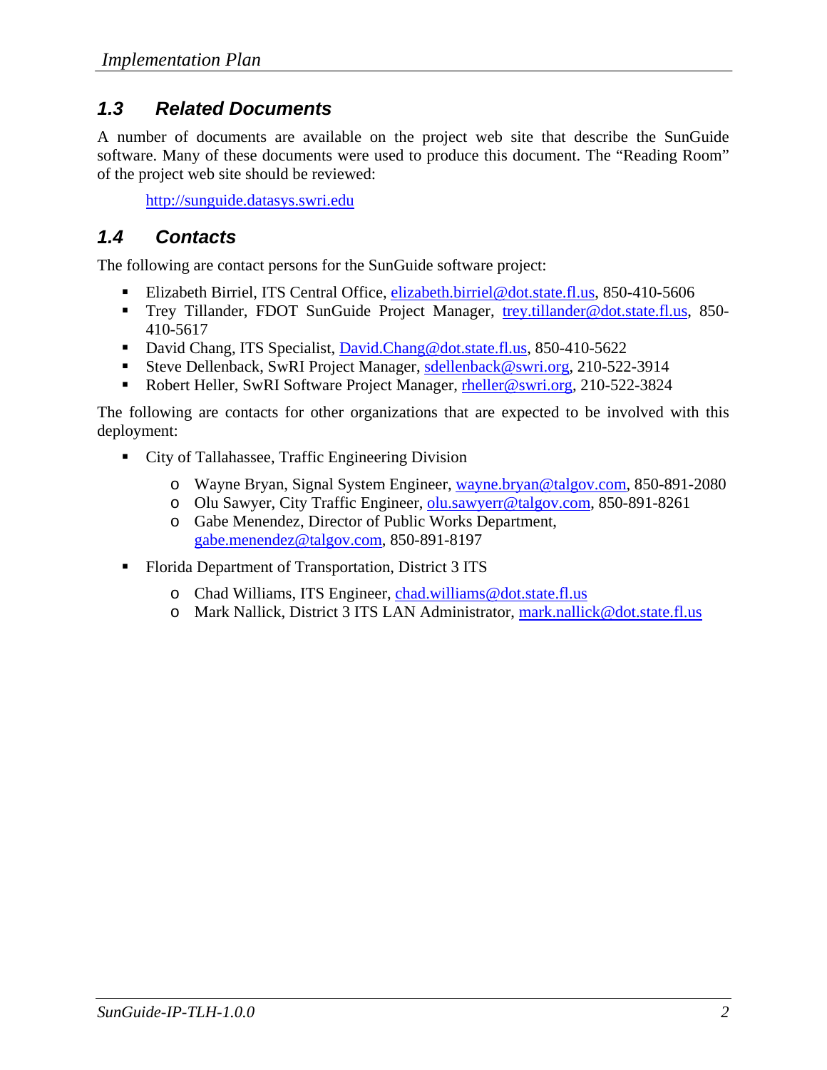## 1.3 Related Documents

A number of documents are available on the project web site that describe the SunGuide software. Many of these documents were used to produce this document. The "Reading Room" of the project web site should be reviewed:

http://sunguide.datasys.swri.edu

## 1.4 Contacts

The following are contact persons for the SunGuide software project:

- Elizabeth Birriel, ITS Central Office, elizabeth.birriel@dot.state.fl.us, 850-410-5606
- Trey Tillander, FDOT SunGuide Project Manager, trey.tillander@dot.state.fl.us, 850-410-5617
- David Chang, ITS Specialist, David.Chang@dot.state.fl.us, 850-410-5622
- Steve Dellenback, SwRI Project Manager, sdellenback@swri.org, 210-522-3914
- Robert Heller, SwRI Software Project Manager, rheller@swri.org, 210-522-3824

The following are contacts for other organizations that are expected to be involved with this deployment:

- City of Tallahassee, Traffic Engineering Division
  - Wayne Bryan, Signal System Engineer, wayne.bryan@talgov.com, 850-891-2080
  - Olu Sawyer, City Traffic Engineer, olu.sawyerr@talgov.com, 850-891-8261
  - Gabe Menendez, Director of Public Works Department, gabe.menendez@talgov.com, 850-891-8197
- Florida Department of Transportation, District 3 ITS
  - Chad Williams, ITS Engineer, chad.williams@dot.state.fl.us
  - Mark Nallick, District 3 ITS LAN Administrator, mark.nallick@dot.state.fl.us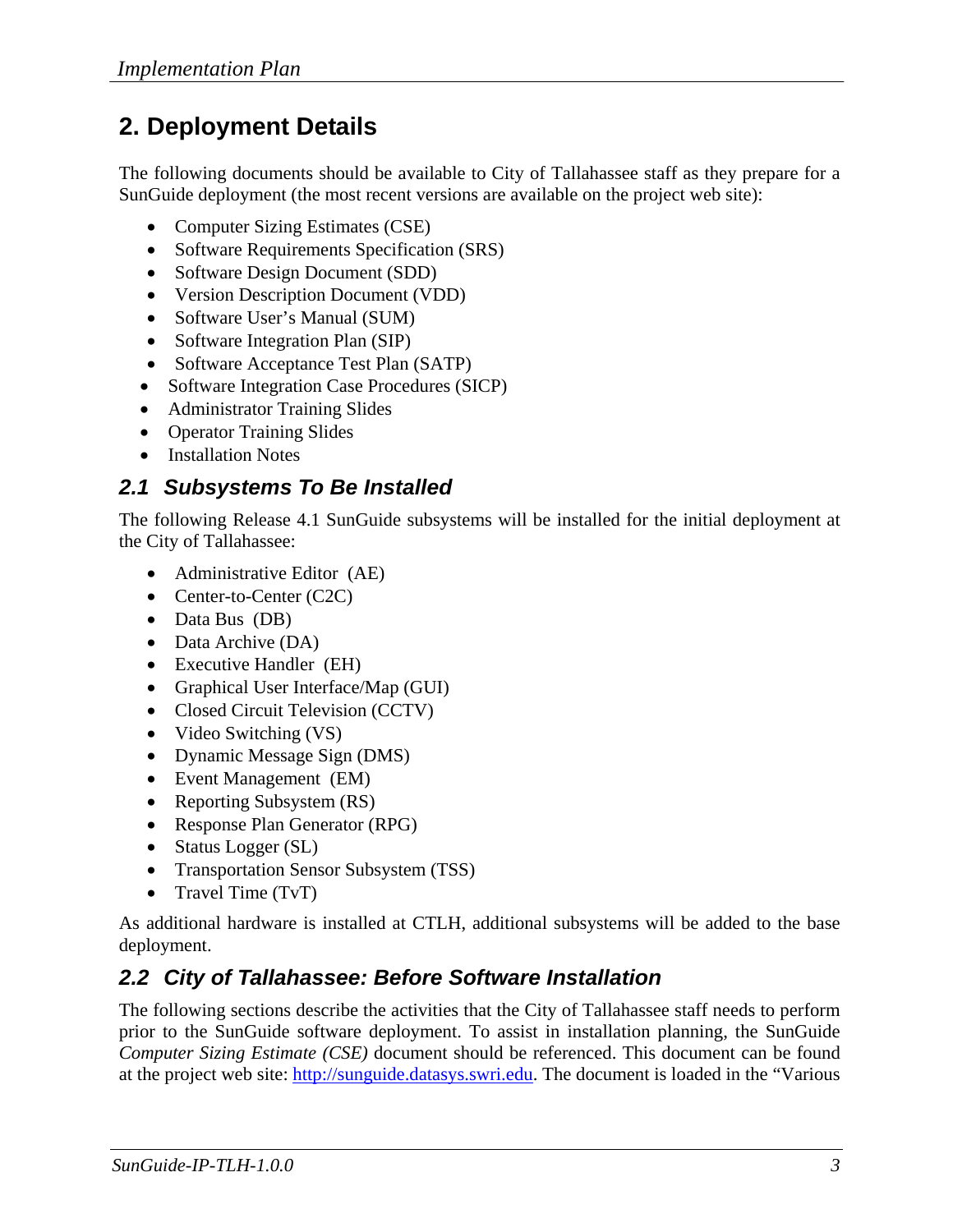# 2. Deployment Details

The following documents should be available to City of Tallahassee staff as they prepare for a SunGuide deployment (the most recent versions are available on the project web site):

- Computer Sizing Estimates (CSE)
- Software Requirements Specification (SRS)
- Software Design Document (SDD)
- Version Description Document (VDD)
- Software User's Manual (SUM)
- Software Integration Plan (SIP)
- Software Acceptance Test Plan (SATP)
- Software Integration Case Procedures (SICP)
- Administrator Training Slides
- Operator Training Slides
- Installation Notes

## 2.1 Subsystems To Be Installed

The following Release 4.1 SunGuide subsystems will be installed for the initial deployment at the City of Tallahassee:

- Administrative Editor (AE)
- Center-to-Center (C2C)
- Data Bus (DB)
- Data Archive (DA)
- Executive Handler (EH)
- Graphical User Interface/Map (GUI)
- Closed Circuit Television (CCTV)
- Video Switching (VS)
- Dynamic Message Sign (DMS)
- Event Management (EM)
- Reporting Subsystem (RS)
- Response Plan Generator (RPG)
- Status Logger (SL)
- Transportation Sensor Subsystem (TSS)
- Travel Time (TvT)

As additional hardware is installed at CTLH, additional subsystems will be added to the base deployment.

## 2.2 City of Tallahassee: Before Software Installation

The following sections describe the activities that the City of Tallahassee staff needs to perform prior to the SunGuide software deployment. To assist in installation planning, the SunGuide *Computer Sizing Estimate (CSE)* document should be referenced. This document can be found at the project web site: http://sunguide.datasys.swri.edu. The document is loaded in the "Various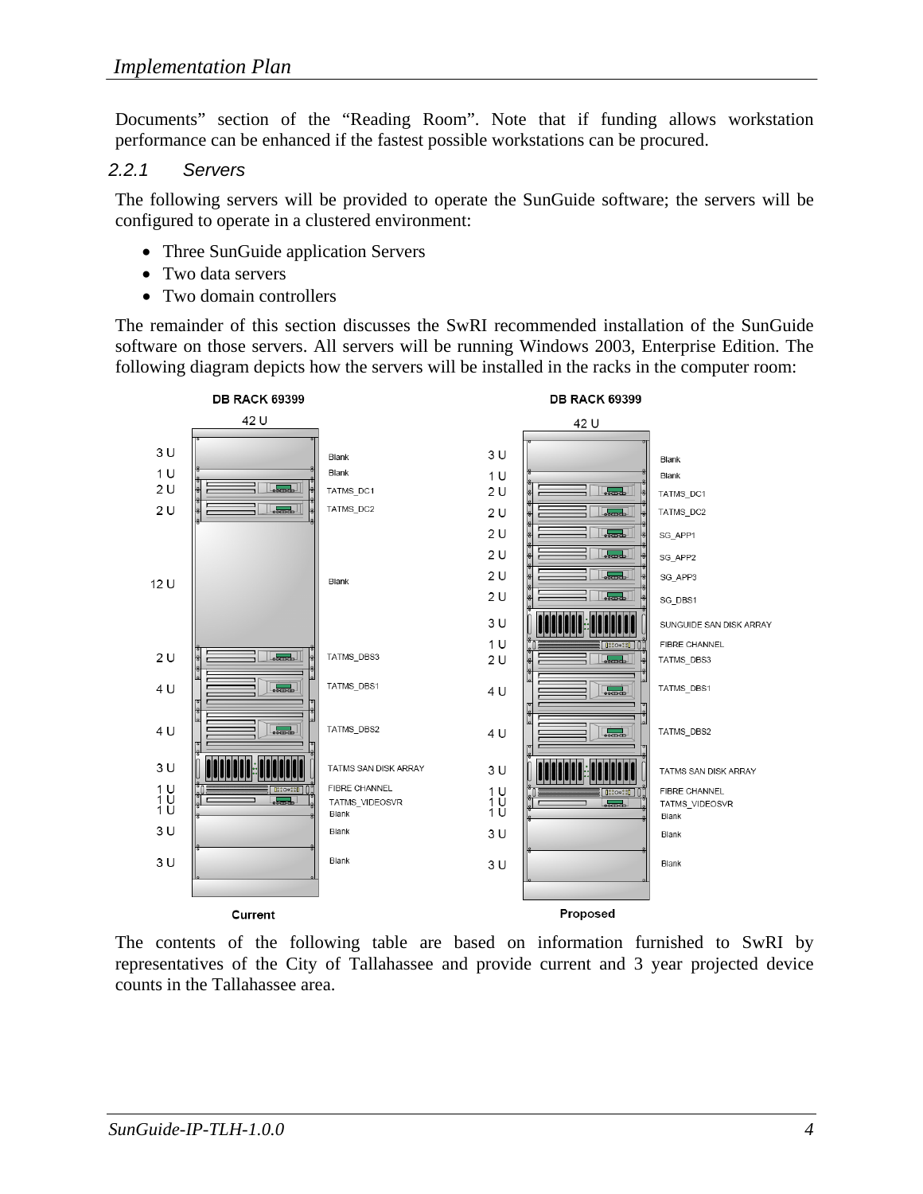Documents" section of the "Reading Room". Note that if funding allows workstation performance can be enhanced if the fastest possible workstations can be procured.

### 2.2.1 Servers

The following servers will be provided to operate the SunGuide software; the servers will be configured to operate in a clustered environment:

- Three SunGuide application Servers
- Two data servers
- Two domain controllers

The remainder of this section discusses the SwRI recommended installation of the SunGuide software on those servers. All servers will be running Windows 2003, Enterprise Edition. The following diagram depicts how the servers will be installed in the racks in the computer room:

The contents of the following table are based on information furnished to SwRI by representatives of the City of Tallahassee and provide current and 3 year projected device counts in the Tallahassee area.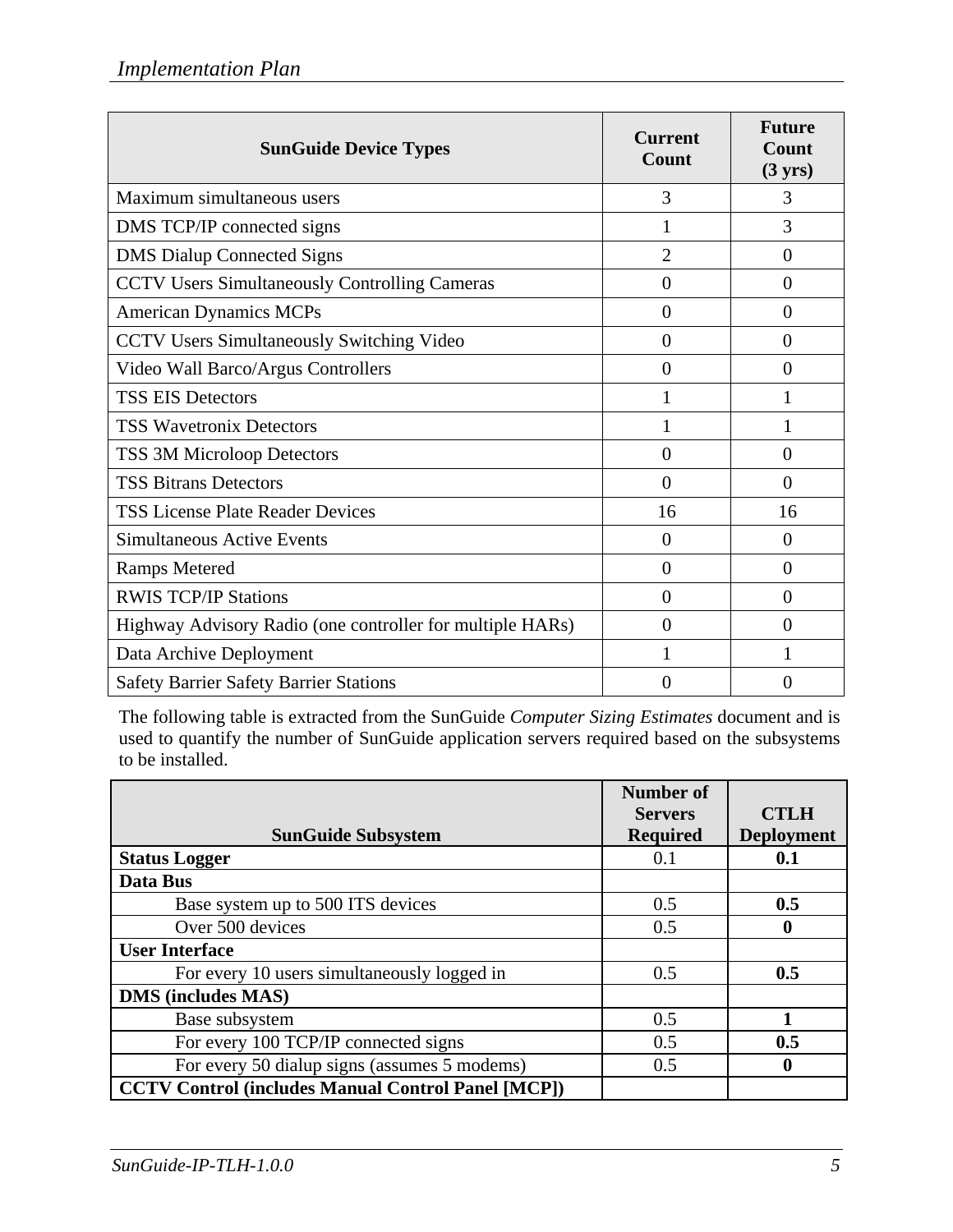| SunGuide Device Types | Current Count | Future Count (3 yrs) |
|---|---|---|
| Maximum simultaneous users | 3 | 3 |
| DMS TCP/IP connected signs | 1 | 3 |
| DMS Dialup Connected Signs | 2 | 0 |
| CCTV Users Simultaneously Controlling Cameras | 0 | 0 |
| American Dynamics MCPs | 0 | 0 |
| CCTV Users Simultaneously Switching Video | 0 | 0 |
| Video Wall Barco/Argus Controllers | 0 | 0 |
| TSS EIS Detectors | 1 | 1 |
| TSS Wavetronix Detectors | 1 | 1 |
| TSS 3M Microloop Detectors | 0 | 0 |
| TSS Bitrans Detectors | 0 | 0 |
| TSS License Plate Reader Devices | 16 | 16 |
| Simultaneous Active Events | 0 | 0 |
| Ramps Metered | 0 | 0 |
| RWIS TCP/IP Stations | 0 | 0 |
| Highway Advisory Radio (one controller for multiple HARs) | 0 | 0 |
| Data Archive Deployment | 1 | 1 |
| Safety Barrier Safety Barrier Stations | 0 | 0 |

The following table is extracted from the SunGuide *Computer Sizing Estimates* document and is used to quantify the number of SunGuide application servers required based on the subsystems to be installed.

| SunGuide Subsystem | Number of Servers Required | CTLH Deployment |
|---|---|---|
| **Status Logger** | 0.1 | **0.1** |
| **Data Bus** | | |
| Base system up to 500 ITS devices | 0.5 | **0.5** |
| Over 500 devices | 0.5 | **0** |
| **User Interface** | | |
| For every 10 users simultaneously logged in | 0.5 | **0.5** |
| **DMS (includes MAS)** | | |
| Base subsystem | 0.5 | **1** |
| For every 100 TCP/IP connected signs | 0.5 | **0.5** |
| For every 50 dialup signs (assumes 5 modems) | 0.5 | **0** |
| **CCTV Control (includes Manual Control Panel [MCP])** | | |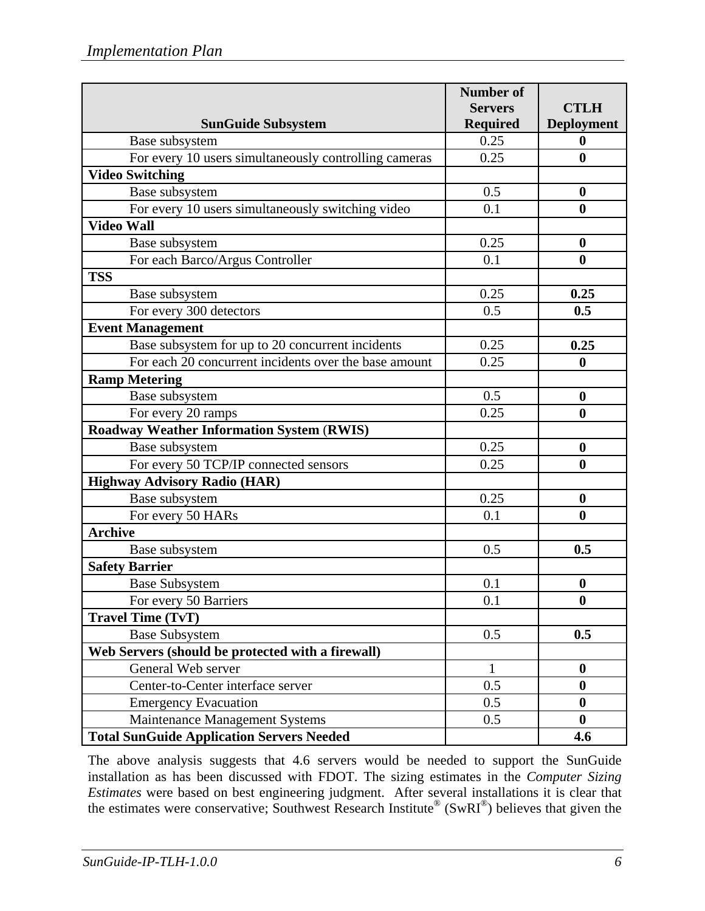| SunGuide Subsystem | Number of Servers Required | CTLH Deployment |
|---|---|---|
| Base subsystem | 0.25 | **0** |
| For every 10 users simultaneously controlling cameras | 0.25 | **0** |
| **Video Switching** | | |
| Base subsystem | 0.5 | **0** |
| For every 10 users simultaneously switching video | 0.1 | **0** |
| **Video Wall** | | |
| Base subsystem | 0.25 | **0** |
| For each Barco/Argus Controller | 0.1 | **0** |
| **TSS** | | |
| Base subsystem | 0.25 | **0.25** |
| For every 300 detectors | 0.5 | **0.5** |
| **Event Management** | | |
| Base subsystem for up to 20 concurrent incidents | 0.25 | **0.25** |
| For each 20 concurrent incidents over the base amount | 0.25 | **0** |
| **Ramp Metering** | | |
| Base subsystem | 0.5 | **0** |
| For every 20 ramps | 0.25 | **0** |
| **Roadway Weather Information System (RWIS)** | | |
| Base subsystem | 0.25 | **0** |
| For every 50 TCP/IP connected sensors | 0.25 | **0** |
| **Highway Advisory Radio (HAR)** | | |
| Base subsystem | 0.25 | **0** |
| For every 50 HARs | 0.1 | **0** |
| **Archive** | | |
| Base subsystem | 0.5 | **0.5** |
| **Safety Barrier** | | |
| Base Subsystem | 0.1 | **0** |
| For every 50 Barriers | 0.1 | **0** |
| **Travel Time (TvT)** | | |
| Base Subsystem | 0.5 | **0.5** |
| **Web Servers (should be protected with a firewall)** | | |
| General Web server | 1 | **0** |
| Center-to-Center interface server | 0.5 | **0** |
| Emergency Evacuation | 0.5 | **0** |
| Maintenance Management Systems | 0.5 | **0** |
| **Total SunGuide Application Servers Needed** | | **4.6** |

The above analysis suggests that 4.6 servers would be needed to support the SunGuide installation as has been discussed with FDOT. The sizing estimates in the *Computer Sizing Estimates* were based on best engineering judgment. After several installations it is clear that the estimates were conservative; Southwest Research Institute® (SwRI®) believes that given the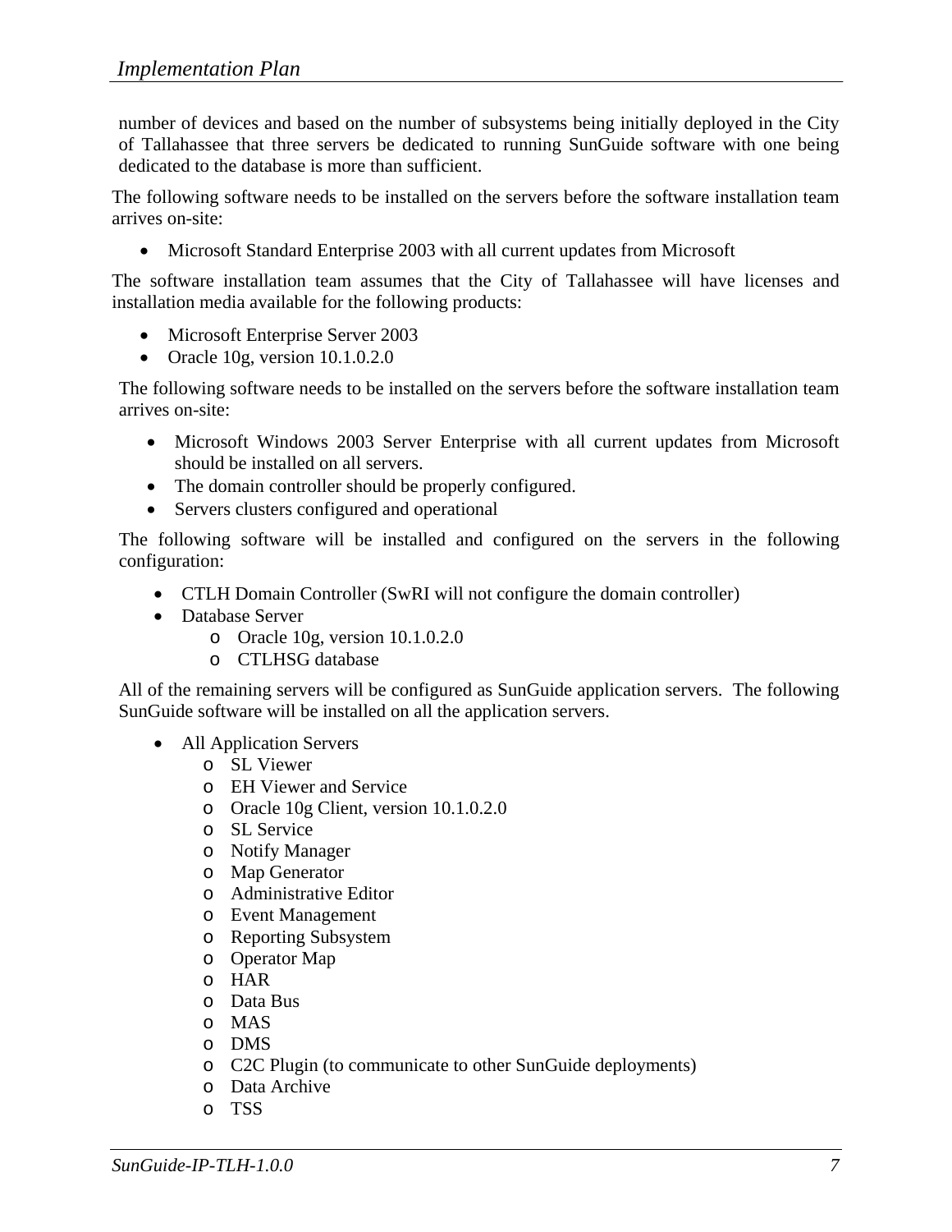number of devices and based on the number of subsystems being initially deployed in the City of Tallahassee that three servers be dedicated to running SunGuide software with one being dedicated to the database is more than sufficient.

The following software needs to be installed on the servers before the software installation team arrives on-site:

- Microsoft Standard Enterprise 2003 with all current updates from Microsoft

The software installation team assumes that the City of Tallahassee will have licenses and installation media available for the following products:

- Microsoft Enterprise Server 2003
- Oracle 10g, version 10.1.0.2.0

The following software needs to be installed on the servers before the software installation team arrives on-site:

- Microsoft Windows 2003 Server Enterprise with all current updates from Microsoft should be installed on all servers.
- The domain controller should be properly configured.
- Servers clusters configured and operational

The following software will be installed and configured on the servers in the following configuration:

- CTLH Domain Controller (SwRI will not configure the domain controller)
- Database Server
  - Oracle 10g, version 10.1.0.2.0
  - CTLHSG database

All of the remaining servers will be configured as SunGuide application servers. The following SunGuide software will be installed on all the application servers.

- All Application Servers
  - SL Viewer
  - EH Viewer and Service
  - Oracle 10g Client, version 10.1.0.2.0
  - SL Service
  - Notify Manager
  - Map Generator
  - Administrative Editor
  - Event Management
  - Reporting Subsystem
  - Operator Map
  - HAR
  - Data Bus
  - MAS
  - DMS
  - C2C Plugin (to communicate to other SunGuide deployments)
  - Data Archive
  - TSS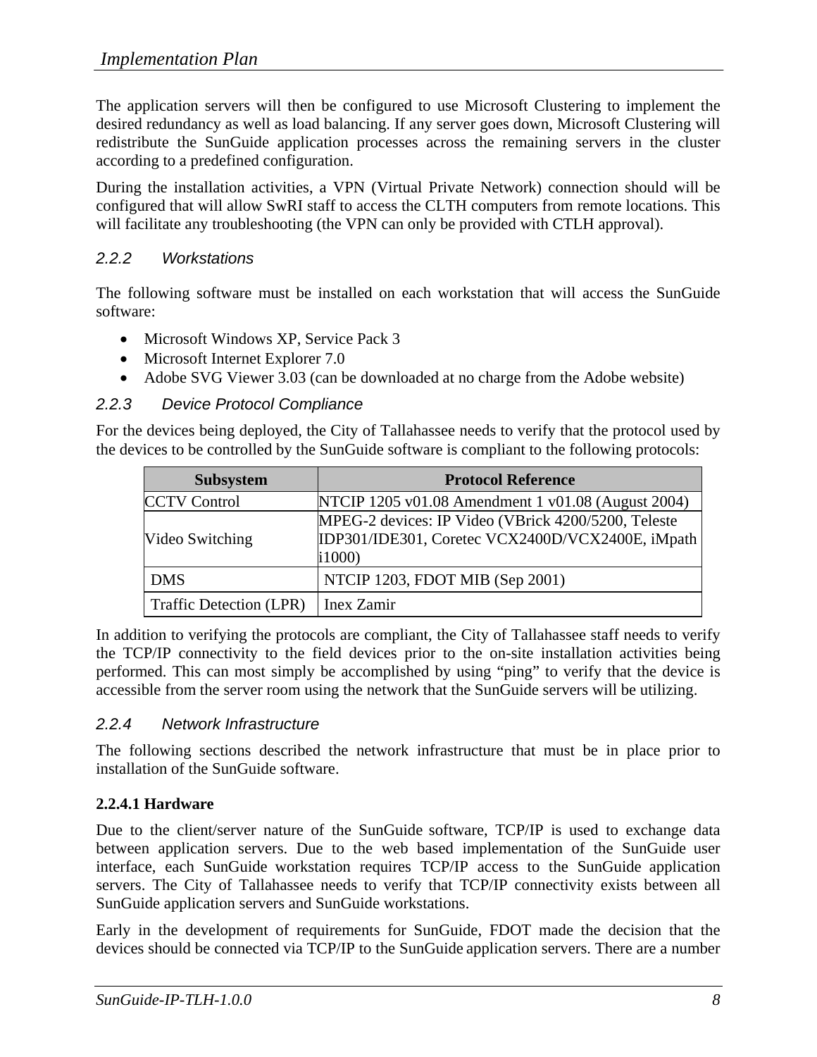The application servers will then be configured to use Microsoft Clustering to implement the desired redundancy as well as load balancing. If any server goes down, Microsoft Clustering will redistribute the SunGuide application processes across the remaining servers in the cluster according to a predefined configuration.

During the installation activities, a VPN (Virtual Private Network) connection should will be configured that will allow SwRI staff to access the CLTH computers from remote locations. This will facilitate any troubleshooting (the VPN can only be provided with CTLH approval).

### 2.2.2 Workstations

The following software must be installed on each workstation that will access the SunGuide software:

- Microsoft Windows XP, Service Pack 3
- Microsoft Internet Explorer 7.0
- Adobe SVG Viewer 3.03 (can be downloaded at no charge from the Adobe website)

### 2.2.3 Device Protocol Compliance

For the devices being deployed, the City of Tallahassee needs to verify that the protocol used by the devices to be controlled by the SunGuide software is compliant to the following protocols:

| Subsystem | Protocol Reference |
| --- | --- |
| CCTV Control | NTCIP 1205 v01.08 Amendment 1 v01.08 (August 2004) |
| Video Switching | MPEG-2 devices: IP Video (VBrick 4200/5200, Teleste IDP301/IDE301, Coretec VCX2400D/VCX2400E, iMpath i1000) |
| DMS | NTCIP 1203, FDOT MIB (Sep 2001) |
| Traffic Detection (LPR) | Inex Zamir |

In addition to verifying the protocols are compliant, the City of Tallahassee staff needs to verify the TCP/IP connectivity to the field devices prior to the on-site installation activities being performed. This can most simply be accomplished by using "ping" to verify that the device is accessible from the server room using the network that the SunGuide servers will be utilizing.

### 2.2.4 Network Infrastructure

The following sections described the network infrastructure that must be in place prior to installation of the SunGuide software.

#### 2.2.4.1 Hardware

Due to the client/server nature of the SunGuide software, TCP/IP is used to exchange data between application servers. Due to the web based implementation of the SunGuide user interface, each SunGuide workstation requires TCP/IP access to the SunGuide application servers. The City of Tallahassee needs to verify that TCP/IP connectivity exists between all SunGuide application servers and SunGuide workstations.

Early in the development of requirements for SunGuide, FDOT made the decision that the devices should be connected via TCP/IP to the SunGuide application servers. There are a number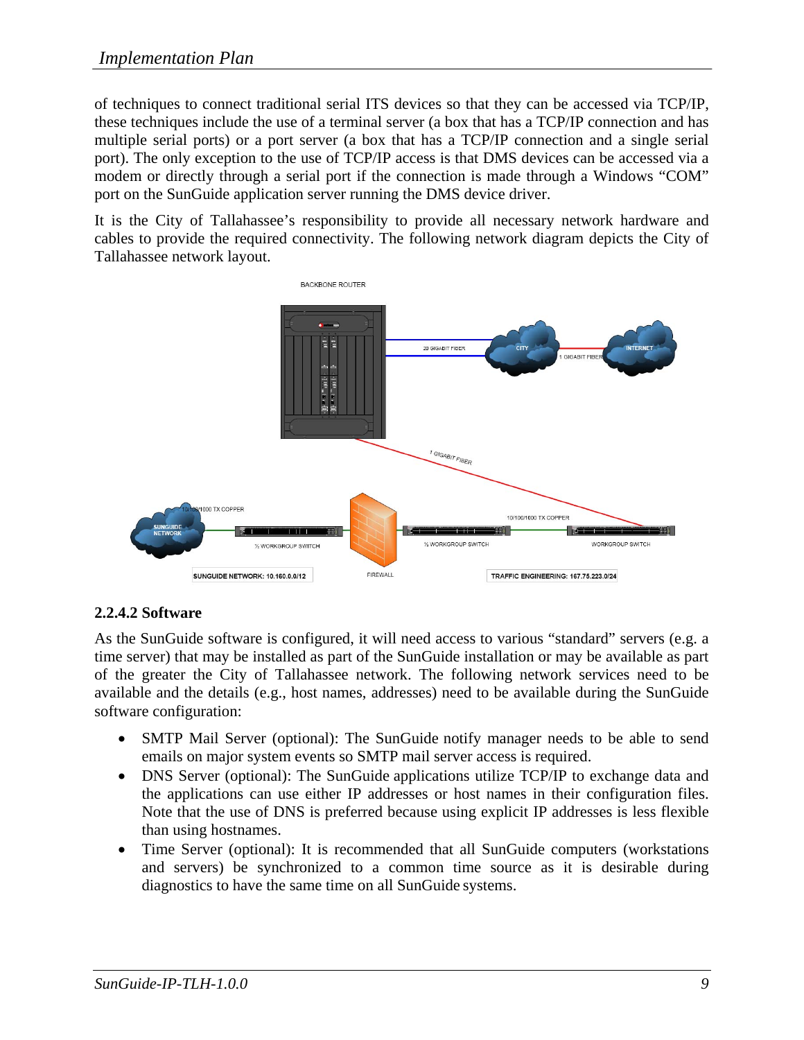of techniques to connect traditional serial ITS devices so that they can be accessed via TCP/IP, these techniques include the use of a terminal server (a box that has a TCP/IP connection and has multiple serial ports) or a port server (a box that has a TCP/IP connection and a single serial port). The only exception to the use of TCP/IP access is that DMS devices can be accessed via a modem or directly through a serial port if the connection is made through a Windows "COM" port on the SunGuide application server running the DMS device driver.

It is the City of Tallahassee's responsibility to provide all necessary network hardware and cables to provide the required connectivity. The following network diagram depicts the City of Tallahassee network layout.

#### 2.2.4.2 Software

As the SunGuide software is configured, it will need access to various "standard" servers (e.g. a time server) that may be installed as part of the SunGuide installation or may be available as part of the greater the City of Tallahassee network. The following network services need to be available and the details (e.g., host names, addresses) need to be available during the SunGuide software configuration:

- SMTP Mail Server (optional): The SunGuide notify manager needs to be able to send emails on major system events so SMTP mail server access is required.
- DNS Server (optional): The SunGuide applications utilize TCP/IP to exchange data and the applications can use either IP addresses or host names in their configuration files. Note that the use of DNS is preferred because using explicit IP addresses is less flexible than using hostnames.
- Time Server (optional): It is recommended that all SunGuide computers (workstations and servers) be synchronized to a common time source as it is desirable during diagnostics to have the same time on all SunGuide systems.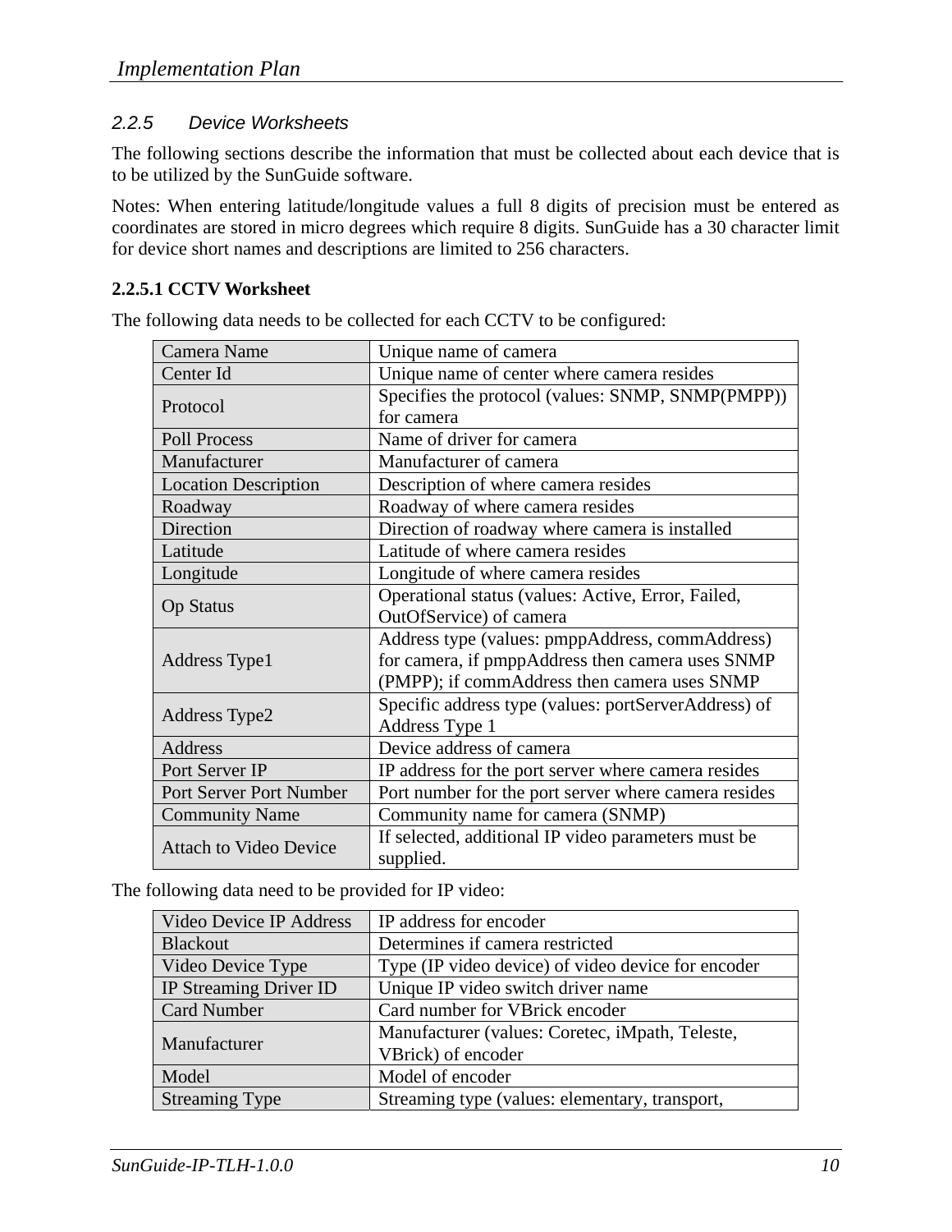### 2.2.5 Device Worksheets

The following sections describe the information that must be collected about each device that is to be utilized by the SunGuide software.

Notes: When entering latitude/longitude values a full 8 digits of precision must be entered as coordinates are stored in micro degrees which require 8 digits. SunGuide has a 30 character limit for device short names and descriptions are limited to 256 characters.

#### 2.2.5.1 CCTV Worksheet

The following data needs to be collected for each CCTV to be configured:

| | |
|---|---|
| Camera Name | Unique name of camera |
| Center Id | Unique name of center where camera resides |
| Protocol | Specifies the protocol (values: SNMP, SNMP(PMPP)) for camera |
| Poll Process | Name of driver for camera |
| Manufacturer | Manufacturer of camera |
| Location Description | Description of where camera resides |
| Roadway | Roadway of where camera resides |
| Direction | Direction of roadway where camera is installed |
| Latitude | Latitude of where camera resides |
| Longitude | Longitude of where camera resides |
| Op Status | Operational status (values: Active, Error, Failed, OutOfService) of camera |
| Address Type1 | Address type (values: pmppAddress, commAddress) for camera, if pmppAddress then camera uses SNMP (PMPP); if commAddress then camera uses SNMP |
| Address Type2 | Specific address type (values: portServerAddress) of Address Type 1 |
| Address | Device address of camera |
| Port Server IP | IP address for the port server where camera resides |
| Port Server Port Number | Port number for the port server where camera resides |
| Community Name | Community name for camera (SNMP) |
| Attach to Video Device | If selected, additional IP video parameters must be supplied. |

The following data need to be provided for IP video:

| | |
|---|---|
| Video Device IP Address | IP address for encoder |
| Blackout | Determines if camera restricted |
| Video Device Type | Type (IP video device) of video device for encoder |
| IP Streaming Driver ID | Unique IP video switch driver name |
| Card Number | Card number for VBrick encoder |
| Manufacturer | Manufacturer (values: Coretec, iMpath, Teleste, VBrick) of encoder |
| Model | Model of encoder |
| Streaming Type | Streaming type (values: elementary, transport, |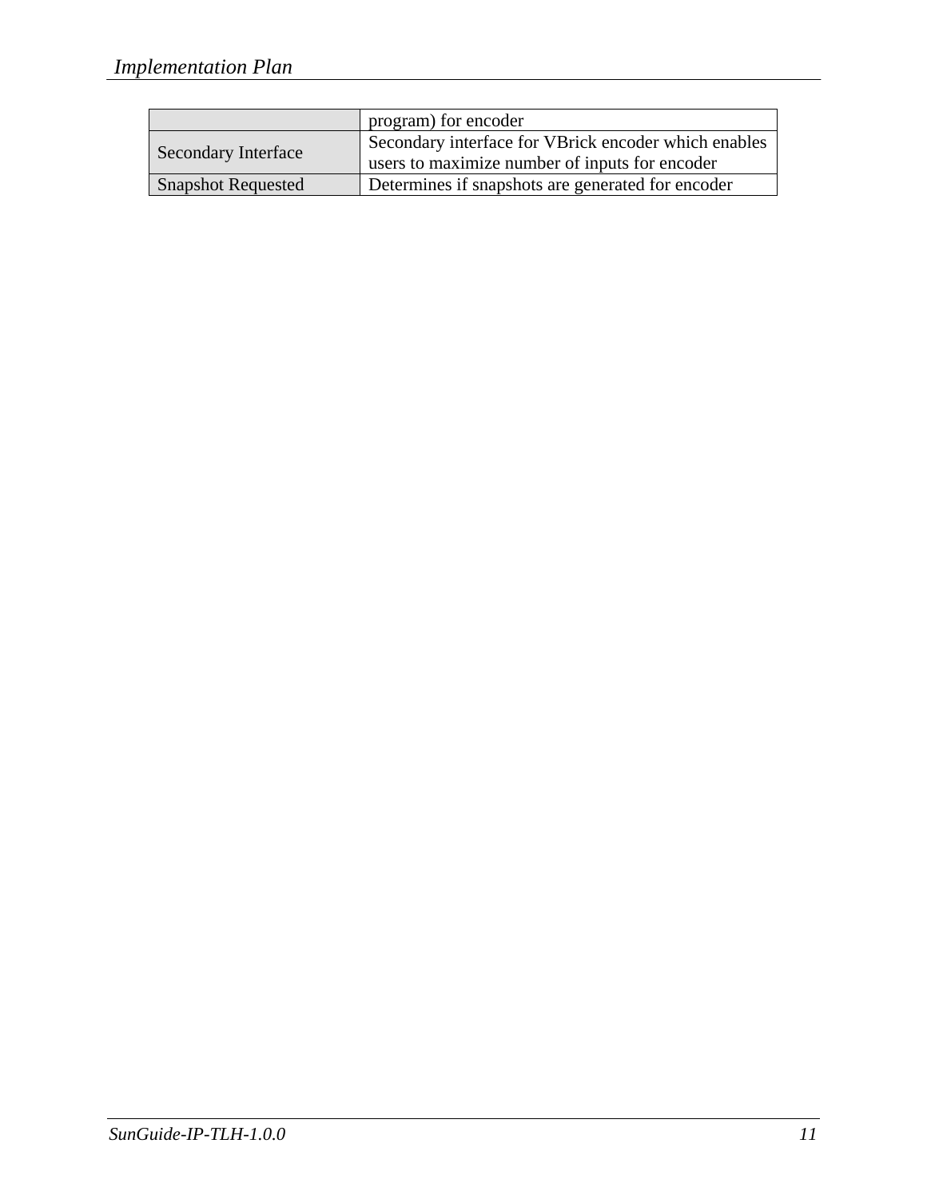| | |
|---|---|
| | program) for encoder |
| Secondary Interface | Secondary interface for VBrick encoder which enables users to maximize number of inputs for encoder |
| Snapshot Requested | Determines if snapshots are generated for encoder |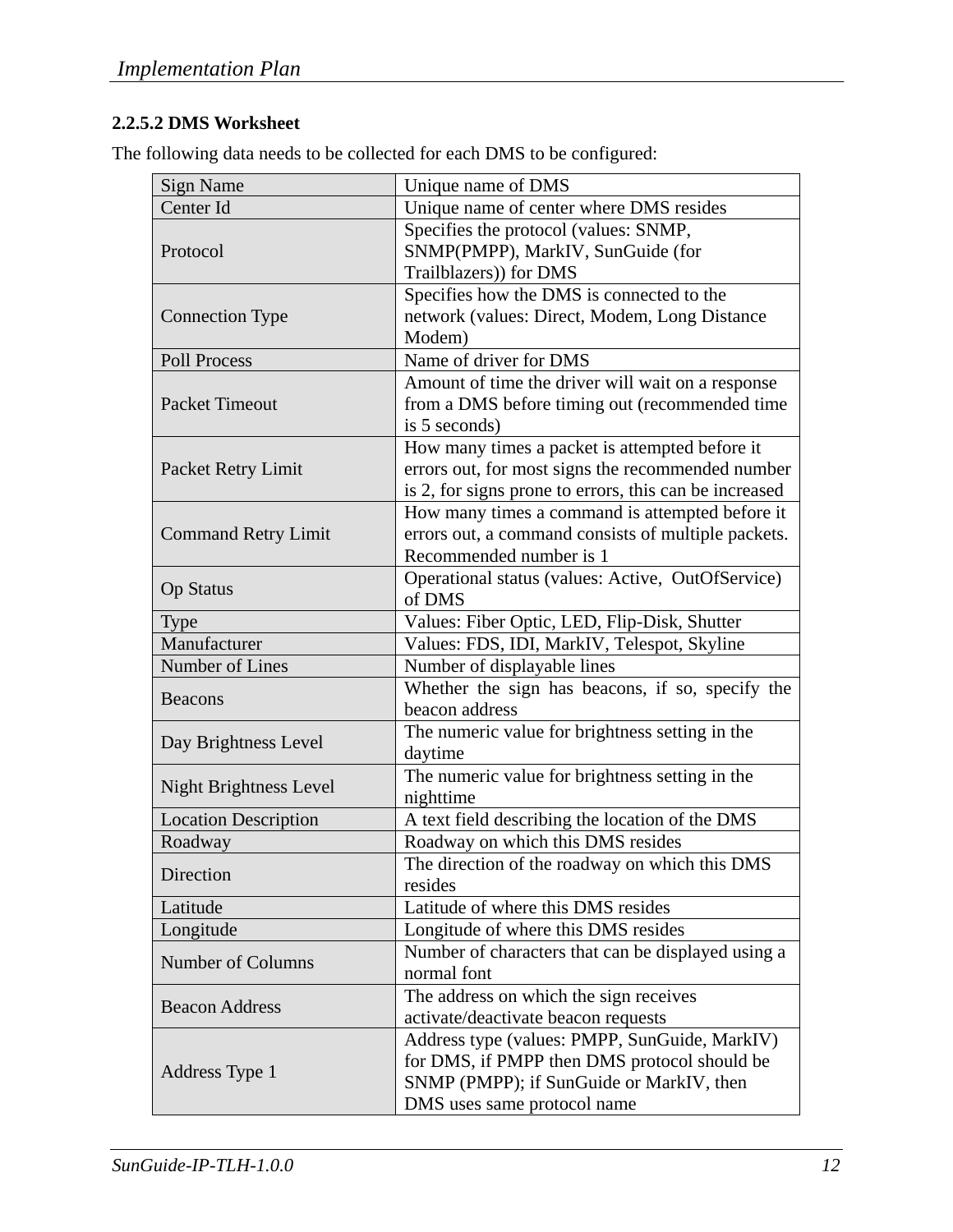### 2.2.5.2 DMS Worksheet

The following data needs to be collected for each DMS to be configured:

| Sign Name | Unique name of DMS |
|---|---|
| Center Id | Unique name of center where DMS resides |
| Protocol | Specifies the protocol (values: SNMP, SNMP(PMPP), MarkIV, SunGuide (for Trailblazers)) for DMS |
| Connection Type | Specifies how the DMS is connected to the network (values: Direct, Modem, Long Distance Modem) |
| Poll Process | Name of driver for DMS |
| Packet Timeout | Amount of time the driver will wait on a response from a DMS before timing out (recommended time is 5 seconds) |
| Packet Retry Limit | How many times a packet is attempted before it errors out, for most signs the recommended number is 2, for signs prone to errors, this can be increased |
| Command Retry Limit | How many times a command is attempted before it errors out, a command consists of multiple packets. Recommended number is 1 |
| Op Status | Operational status (values: Active, OutOfService) of DMS |
| Type | Values: Fiber Optic, LED, Flip-Disk, Shutter |
| Manufacturer | Values: FDS, IDI, MarkIV, Telespot, Skyline |
| Number of Lines | Number of displayable lines |
| Beacons | Whether the sign has beacons, if so, specify the beacon address |
| Day Brightness Level | The numeric value for brightness setting in the daytime |
| Night Brightness Level | The numeric value for brightness setting in the nighttime |
| Location Description | A text field describing the location of the DMS |
| Roadway | Roadway on which this DMS resides |
| Direction | The direction of the roadway on which this DMS resides |
| Latitude | Latitude of where this DMS resides |
| Longitude | Longitude of where this DMS resides |
| Number of Columns | Number of characters that can be displayed using a normal font |
| Beacon Address | The address on which the sign receives activate/deactivate beacon requests |
| Address Type 1 | Address type (values: PMPP, SunGuide, MarkIV) for DMS, if PMPP then DMS protocol should be SNMP (PMPP); if SunGuide or MarkIV, then DMS uses same protocol name |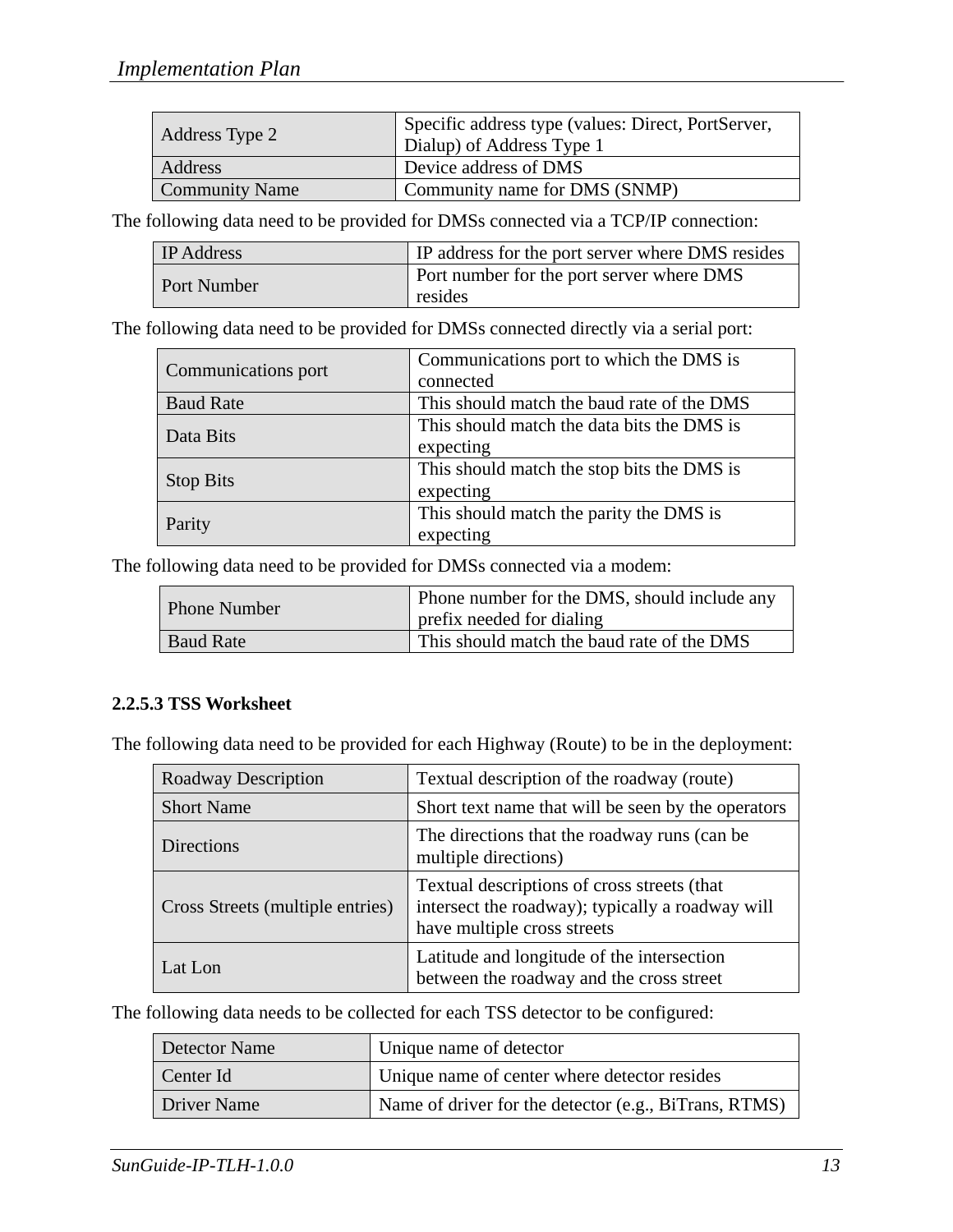| Address Type 2 | Specific address type (values: Direct, PortServer, Dialup) of Address Type 1 |
|---|---|
| Address | Device address of DMS |
| Community Name | Community name for DMS (SNMP) |

The following data need to be provided for DMSs connected via a TCP/IP connection:

| IP Address | IP address for the port server where DMS resides |
|---|---|
| Port Number | Port number for the port server where DMS resides |

The following data need to be provided for DMSs connected directly via a serial port:

| Communications port | Communications port to which the DMS is connected |
|---|---|
| Baud Rate | This should match the baud rate of the DMS |
| Data Bits | This should match the data bits the DMS is expecting |
| Stop Bits | This should match the stop bits the DMS is expecting |
| Parity | This should match the parity the DMS is expecting |

The following data need to be provided for DMSs connected via a modem:

| Phone Number | Phone number for the DMS, should include any prefix needed for dialing |
|---|---|
| Baud Rate | This should match the baud rate of the DMS |

#### 2.2.5.3 TSS Worksheet

The following data need to be provided for each Highway (Route) to be in the deployment:

| Roadway Description | Textual description of the roadway (route) |
|---|---|
| Short Name | Short text name that will be seen by the operators |
| Directions | The directions that the roadway runs (can be multiple directions) |
| Cross Streets (multiple entries) | Textual descriptions of cross streets (that intersect the roadway); typically a roadway will have multiple cross streets |
| Lat Lon | Latitude and longitude of the intersection between the roadway and the cross street |

The following data needs to be collected for each TSS detector to be configured:

| Detector Name | Unique name of detector |
|---|---|
| Center Id | Unique name of center where detector resides |
| Driver Name | Name of driver for the detector (e.g., BiTrans, RTMS) |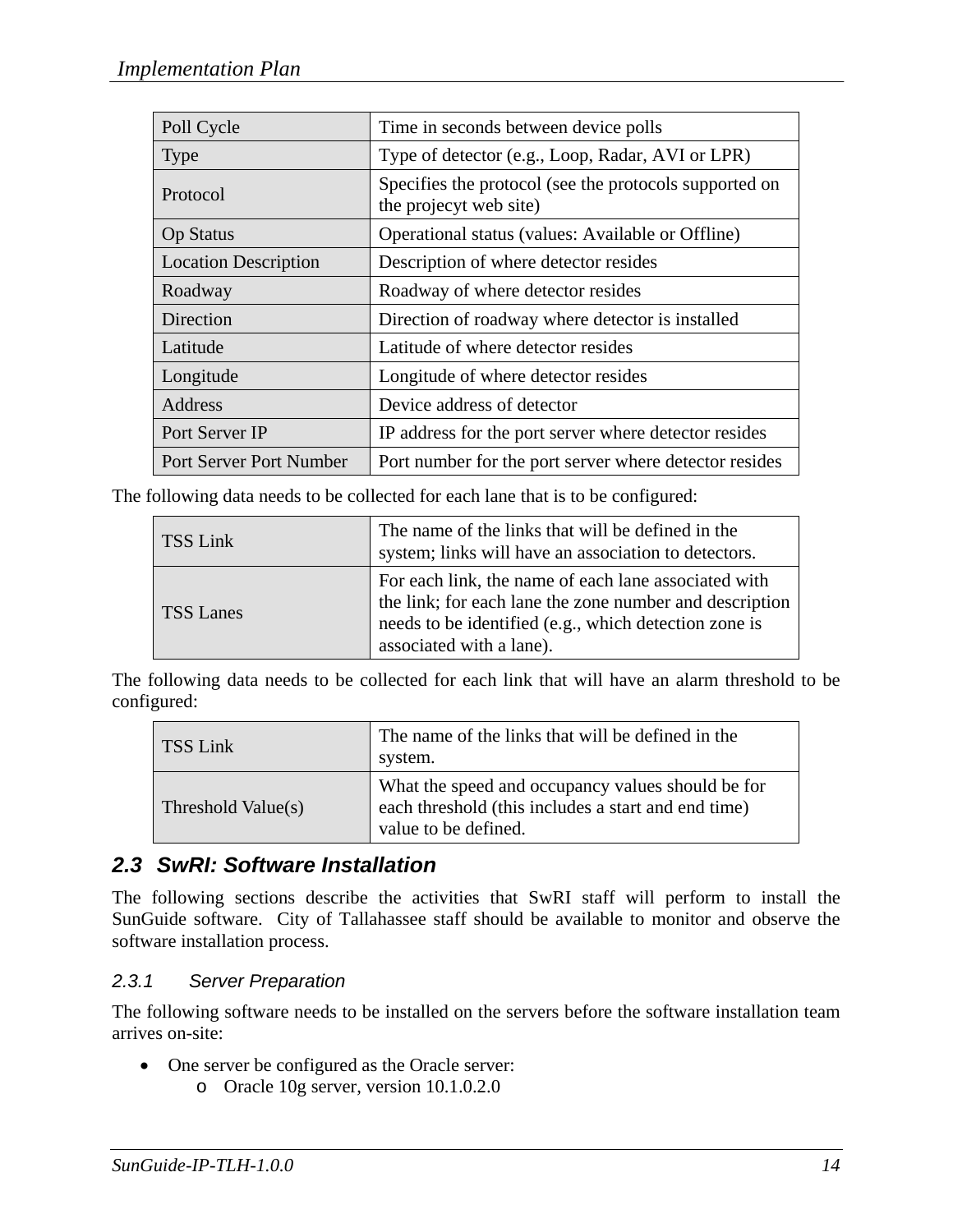| Poll Cycle | Time in seconds between device polls |
|---|---|
| Type | Type of detector (e.g., Loop, Radar, AVI or LPR) |
| Protocol | Specifies the protocol (see the protocols supported on the projecyt web site) |
| Op Status | Operational status (values: Available or Offline) |
| Location Description | Description of where detector resides |
| Roadway | Roadway of where detector resides |
| Direction | Direction of roadway where detector is installed |
| Latitude | Latitude of where detector resides |
| Longitude | Longitude of where detector resides |
| Address | Device address of detector |
| Port Server IP | IP address for the port server where detector resides |
| Port Server Port Number | Port number for the port server where detector resides |

The following data needs to be collected for each lane that is to be configured:

| TSS Link | The name of the links that will be defined in the system; links will have an association to detectors. |
|---|---|
| TSS Lanes | For each link, the name of each lane associated with the link; for each lane the zone number and description needs to be identified (e.g., which detection zone is associated with a lane). |

The following data needs to be collected for each link that will have an alarm threshold to be configured:

| TSS Link | The name of the links that will be defined in the system. |
|---|---|
| Threshold Value(s) | What the speed and occupancy values should be for each threshold (this includes a start and end time) value to be defined. |

## 2.3 SwRI: Software Installation

The following sections describe the activities that SwRI staff will perform to install the SunGuide software. City of Tallahassee staff should be available to monitor and observe the software installation process.

### 2.3.1 Server Preparation

The following software needs to be installed on the servers before the software installation team arrives on-site:

- One server be configured as the Oracle server:
    - Oracle 10g server, version 10.1.0.2.0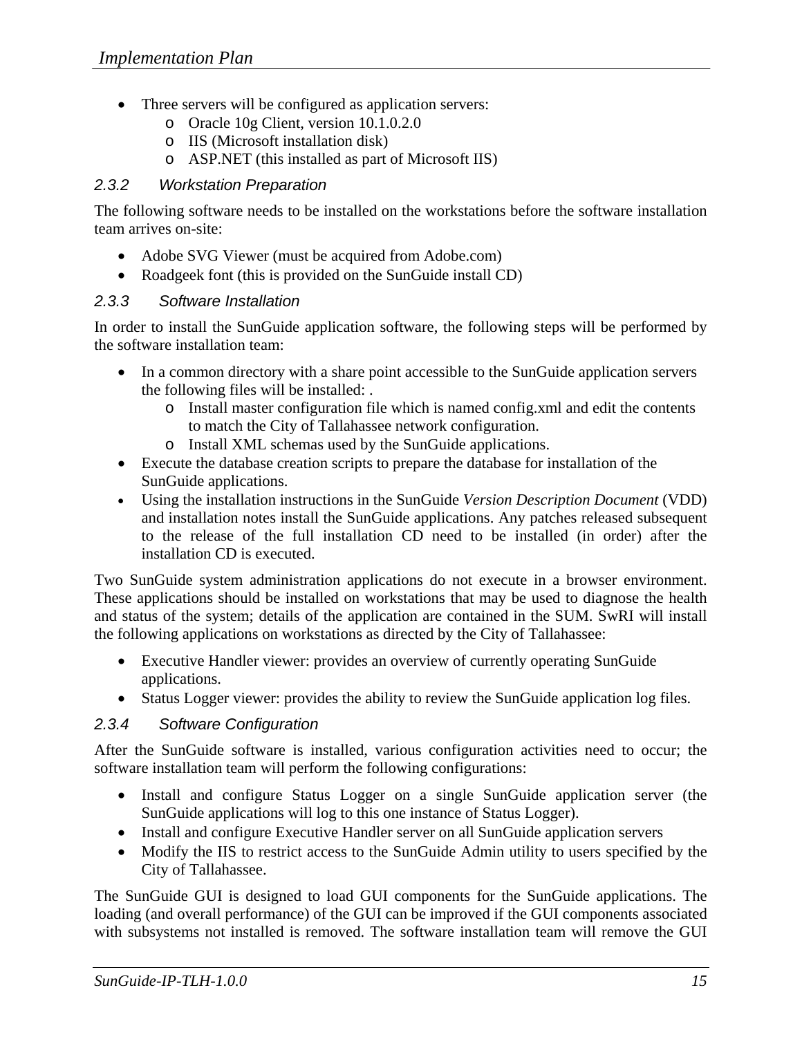- Three servers will be configured as application servers:
  - Oracle 10g Client, version 10.1.0.2.0
  - IIS (Microsoft installation disk)
  - ASP.NET (this installed as part of Microsoft IIS)

### 2.3.2 Workstation Preparation

The following software needs to be installed on the workstations before the software installation team arrives on-site:

- Adobe SVG Viewer (must be acquired from Adobe.com)
- Roadgeek font (this is provided on the SunGuide install CD)

### 2.3.3 Software Installation

In order to install the SunGuide application software, the following steps will be performed by the software installation team:

- In a common directory with a share point accessible to the SunGuide application servers the following files will be installed: .
  - Install master configuration file which is named config.xml and edit the contents to match the City of Tallahassee network configuration.
  - Install XML schemas used by the SunGuide applications.
- Execute the database creation scripts to prepare the database for installation of the SunGuide applications.
- Using the installation instructions in the SunGuide *Version Description Document* (VDD) and installation notes install the SunGuide applications. Any patches released subsequent to the release of the full installation CD need to be installed (in order) after the installation CD is executed.

Two SunGuide system administration applications do not execute in a browser environment. These applications should be installed on workstations that may be used to diagnose the health and status of the system; details of the application are contained in the SUM. SwRI will install the following applications on workstations as directed by the City of Tallahassee:

- Executive Handler viewer: provides an overview of currently operating SunGuide applications.
- Status Logger viewer: provides the ability to review the SunGuide application log files.

### 2.3.4 Software Configuration

After the SunGuide software is installed, various configuration activities need to occur; the software installation team will perform the following configurations:

- Install and configure Status Logger on a single SunGuide application server (the SunGuide applications will log to this one instance of Status Logger).
- Install and configure Executive Handler server on all SunGuide application servers
- Modify the IIS to restrict access to the SunGuide Admin utility to users specified by the City of Tallahassee.

The SunGuide GUI is designed to load GUI components for the SunGuide applications. The loading (and overall performance) of the GUI can be improved if the GUI components associated with subsystems not installed is removed. The software installation team will remove the GUI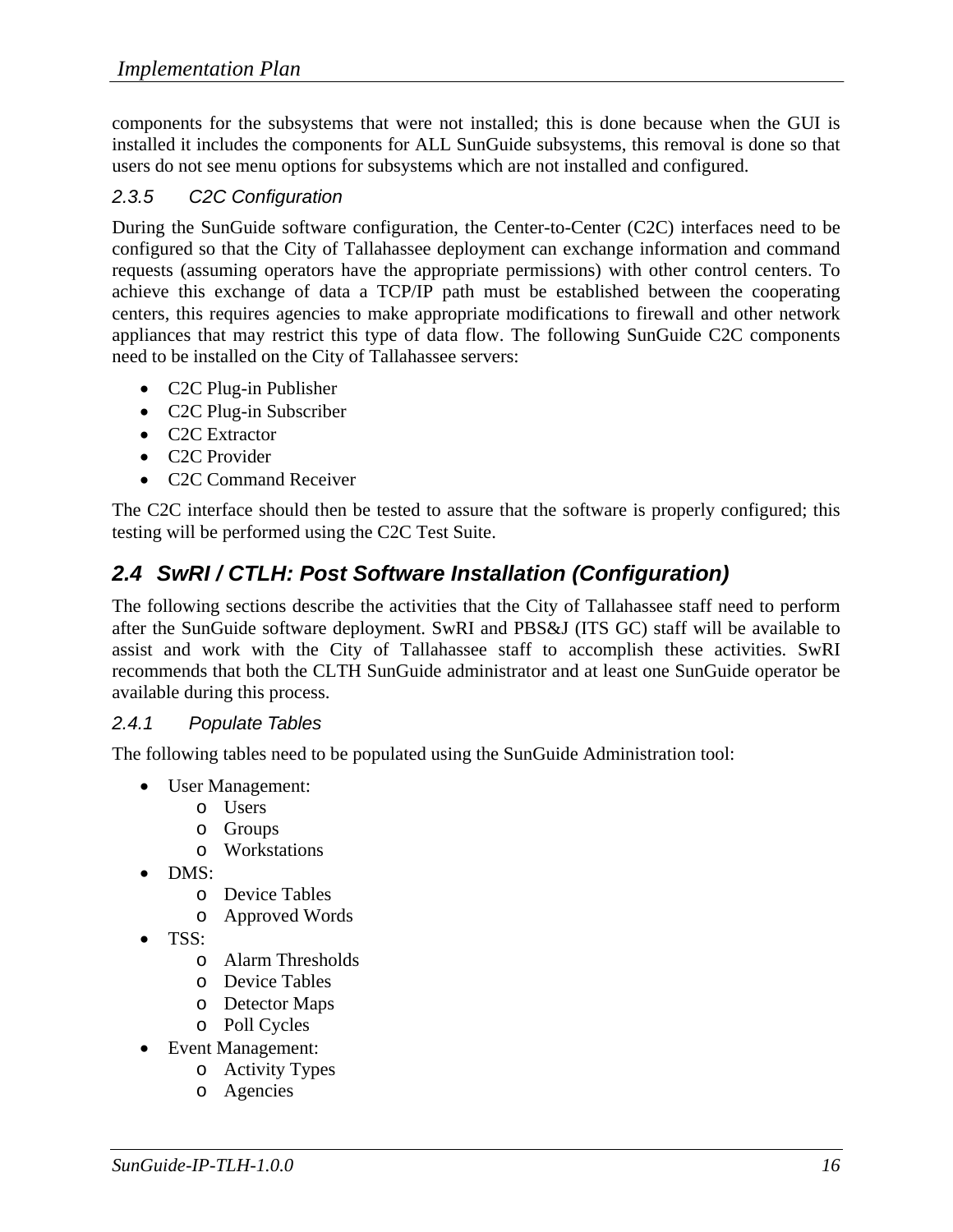components for the subsystems that were not installed; this is done because when the GUI is installed it includes the components for ALL SunGuide subsystems, this removal is done so that users do not see menu options for subsystems which are not installed and configured.

### 2.3.5 C2C Configuration

During the SunGuide software configuration, the Center-to-Center (C2C) interfaces need to be configured so that the City of Tallahassee deployment can exchange information and command requests (assuming operators have the appropriate permissions) with other control centers. To achieve this exchange of data a TCP/IP path must be established between the cooperating centers, this requires agencies to make appropriate modifications to firewall and other network appliances that may restrict this type of data flow. The following SunGuide C2C components need to be installed on the City of Tallahassee servers:

- C2C Plug-in Publisher
- C2C Plug-in Subscriber
- C2C Extractor
- C2C Provider
- C2C Command Receiver

The C2C interface should then be tested to assure that the software is properly configured; this testing will be performed using the C2C Test Suite.

## 2.4 SwRI / CTLH: Post Software Installation (Configuration)

The following sections describe the activities that the City of Tallahassee staff need to perform after the SunGuide software deployment. SwRI and PBS&J (ITS GC) staff will be available to assist and work with the City of Tallahassee staff to accomplish these activities. SwRI recommends that both the CLTH SunGuide administrator and at least one SunGuide operator be available during this process.

### 2.4.1 Populate Tables

The following tables need to be populated using the SunGuide Administration tool:

- User Management:
    - Users
    - Groups
    - Workstations
- DMS:
    - Device Tables
    - Approved Words
- TSS:
    - Alarm Thresholds
    - Device Tables
    - Detector Maps
    - Poll Cycles
- Event Management:
    - Activity Types
    - Agencies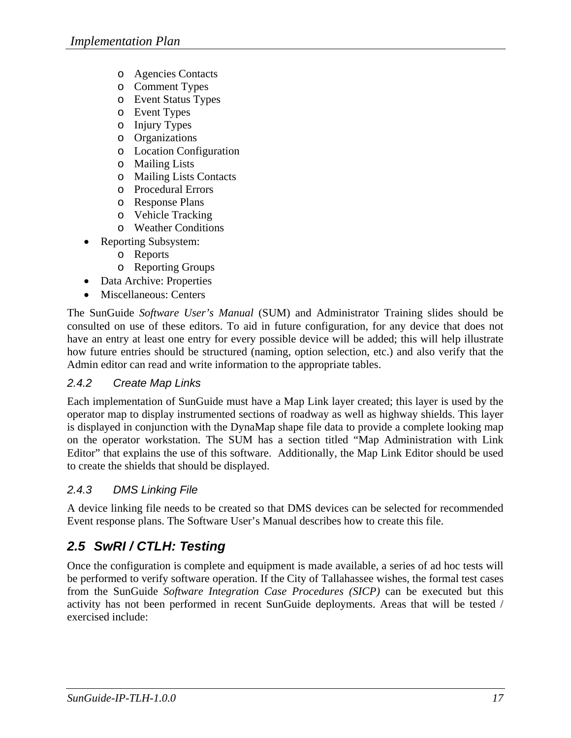- Agencies Contacts
  - Comment Types
  - Event Status Types
  - Event Types
  - Injury Types
  - Organizations
  - Location Configuration
  - Mailing Lists
  - Mailing Lists Contacts
  - Procedural Errors
  - Response Plans
  - Vehicle Tracking
  - Weather Conditions
- Reporting Subsystem:
  - Reports
  - Reporting Groups
- Data Archive: Properties
- Miscellaneous: Centers

The SunGuide *Software User's Manual* (SUM) and Administrator Training slides should be consulted on use of these editors. To aid in future configuration, for any device that does not have an entry at least one entry for every possible device will be added; this will help illustrate how future entries should be structured (naming, option selection, etc.) and also verify that the Admin editor can read and write information to the appropriate tables.

### 2.4.2 Create Map Links

Each implementation of SunGuide must have a Map Link layer created; this layer is used by the operator map to display instrumented sections of roadway as well as highway shields. This layer is displayed in conjunction with the DynaMap shape file data to provide a complete looking map on the operator workstation. The SUM has a section titled "Map Administration with Link Editor" that explains the use of this software. Additionally, the Map Link Editor should be used to create the shields that should be displayed.

### 2.4.3 DMS Linking File

A device linking file needs to be created so that DMS devices can be selected for recommended Event response plans. The Software User's Manual describes how to create this file.

## 2.5 SwRI / CTLH: Testing

Once the configuration is complete and equipment is made available, a series of ad hoc tests will be performed to verify software operation. If the City of Tallahassee wishes, the formal test cases from the SunGuide *Software Integration Case Procedures (SICP)* can be executed but this activity has not been performed in recent SunGuide deployments. Areas that will be tested / exercised include: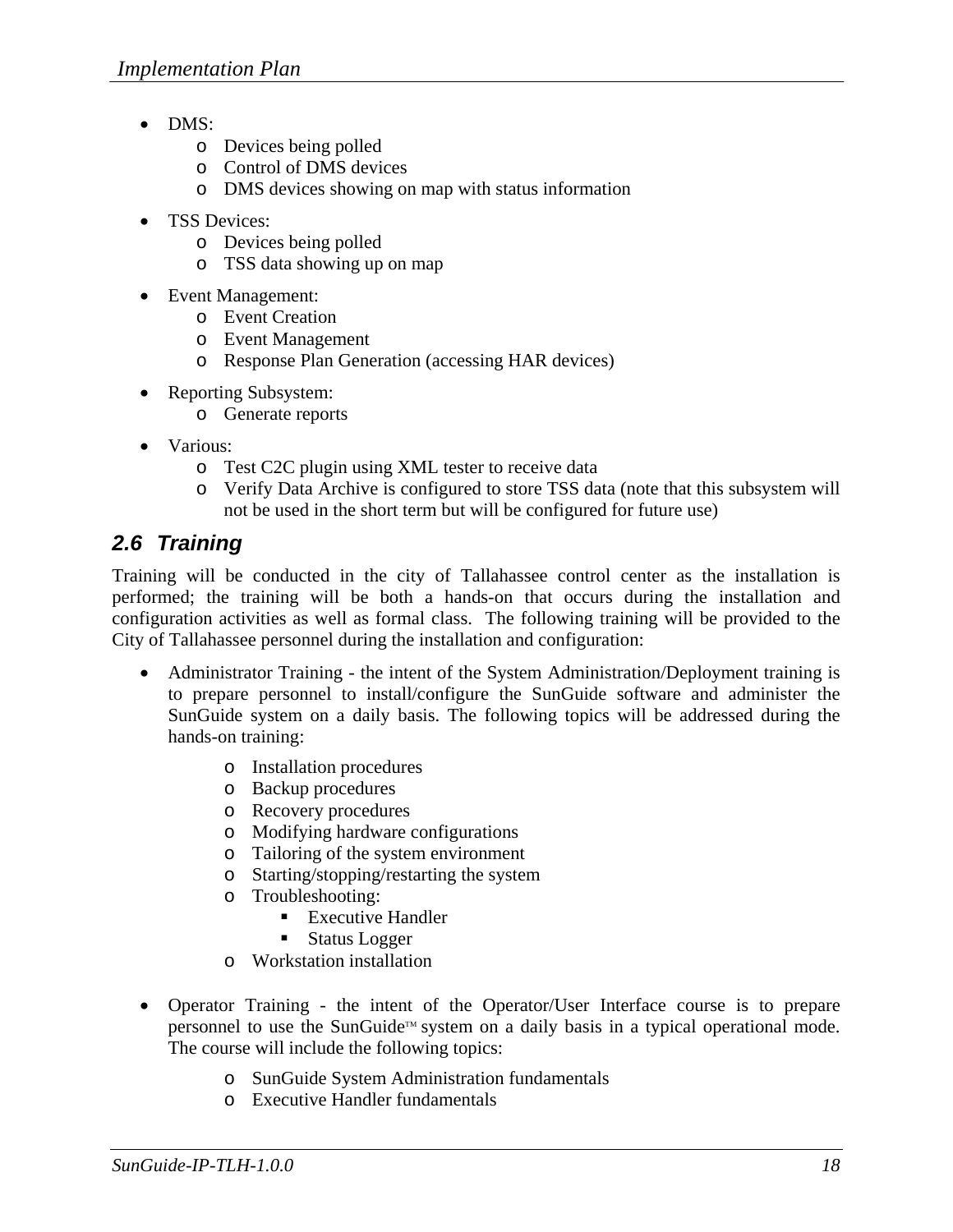- DMS:
  - Devices being polled
  - Control of DMS devices
  - DMS devices showing on map with status information
- TSS Devices:
  - Devices being polled
  - TSS data showing up on map
- Event Management:
  - Event Creation
  - Event Management
  - Response Plan Generation (accessing HAR devices)
- Reporting Subsystem:
  - Generate reports
- Various:
  - Test C2C plugin using XML tester to receive data
  - Verify Data Archive is configured to store TSS data (note that this subsystem will not be used in the short term but will be configured for future use)

## 2.6 Training

Training will be conducted in the city of Tallahassee control center as the installation is performed; the training will be both a hands-on that occurs during the installation and configuration activities as well as formal class. The following training will be provided to the City of Tallahassee personnel during the installation and configuration:

- Administrator Training - the intent of the System Administration/Deployment training is to prepare personnel to install/configure the SunGuide software and administer the SunGuide system on a daily basis. The following topics will be addressed during the hands-on training:
  - Installation procedures
  - Backup procedures
  - Recovery procedures
  - Modifying hardware configurations
  - Tailoring of the system environment
  - Starting/stopping/restarting the system
  - Troubleshooting:
    - Executive Handler
    - Status Logger
  - Workstation installation

- Operator Training - the intent of the Operator/User Interface course is to prepare personnel to use the SunGuide™ system on a daily basis in a typical operational mode. The course will include the following topics:
  - SunGuide System Administration fundamentals
  - Executive Handler fundamentals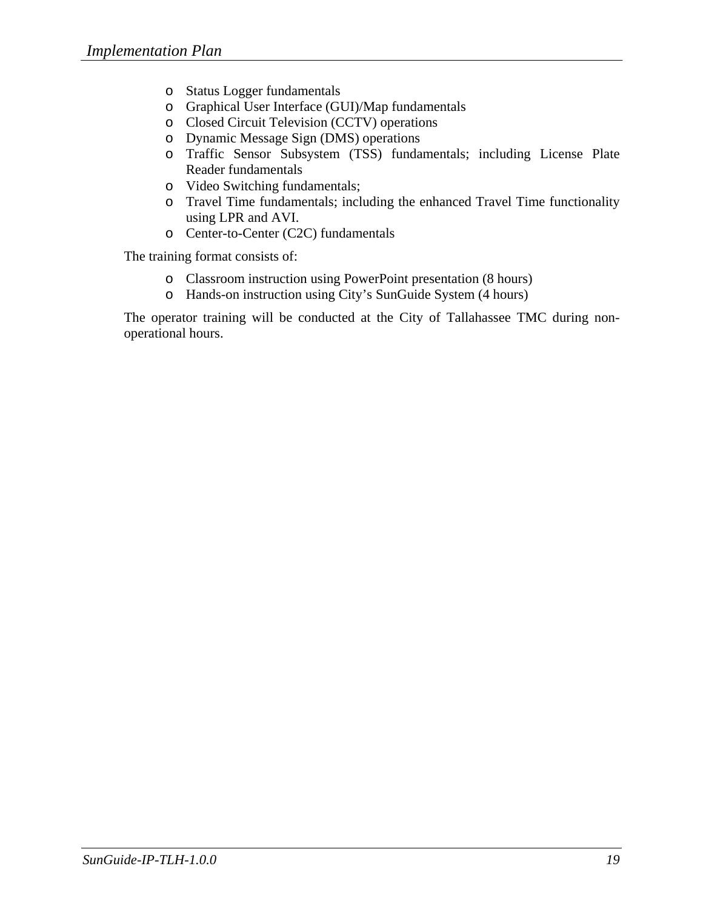- Status Logger fundamentals
- Graphical User Interface (GUI)/Map fundamentals
- Closed Circuit Television (CCTV) operations
- Dynamic Message Sign (DMS) operations
- Traffic Sensor Subsystem (TSS) fundamentals; including License Plate Reader fundamentals
- Video Switching fundamentals;
- Travel Time fundamentals; including the enhanced Travel Time functionality using LPR and AVI.
- Center-to-Center (C2C) fundamentals

The training format consists of:

- Classroom instruction using PowerPoint presentation (8 hours)
- Hands-on instruction using City's SunGuide System (4 hours)

The operator training will be conducted at the City of Tallahassee TMC during non-operational hours.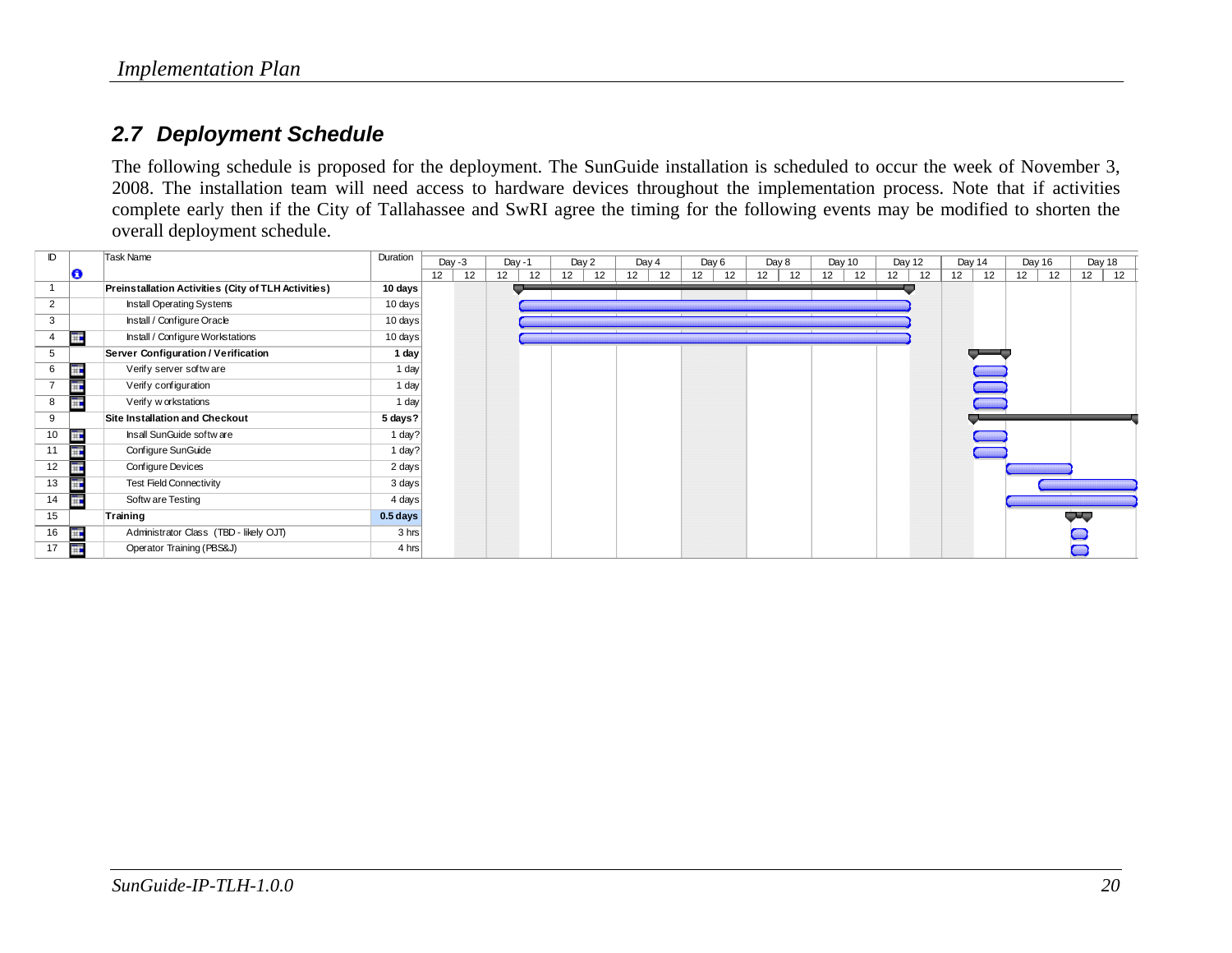## 2.7 Deployment Schedule

The following schedule is proposed for the deployment. The SunGuide installation is scheduled to occur the week of November 3, 2008. The installation team will need access to hardware devices throughout the implementation process. Note that if activities complete early then if the City of Tallahassee and SwRI agree the timing for the following events may be modified to shorten the overall deployment schedule.

| ID | Task Name | Duration |
|---|---|---|
| 1 | **Preinstallation Activities (City of TLH Activities)** | **10 days** |
| 2 | Install Operating Systems | 10 days |
| 3 | Install / Configure Oracle | 10 days |
| 4 | Install / Configure Workstations | 10 days |
| 5 | **Server Configuration / Verification** | **1 day** |
| 6 | Verify server software | 1 day |
| 7 | Verify configuration | 1 day |
| 8 | Verify workstations | 1 day |
| 9 | **Site Installation and Checkout** | **5 days?** |
| 10 | Insall SunGuide software | 1 day? |
| 11 | Configure SunGuide | 1 day? |
| 12 | Configure Devices | 2 days |
| 13 | Test Field Connectivity | 3 days |
| 14 | Software Testing | 4 days |
| 15 | **Training** | **0.5 days** |
| 16 | Administrator Class (TBD - likely OJT) | 3 hrs |
| 17 | Operator Training (PBS&J) | 4 hrs |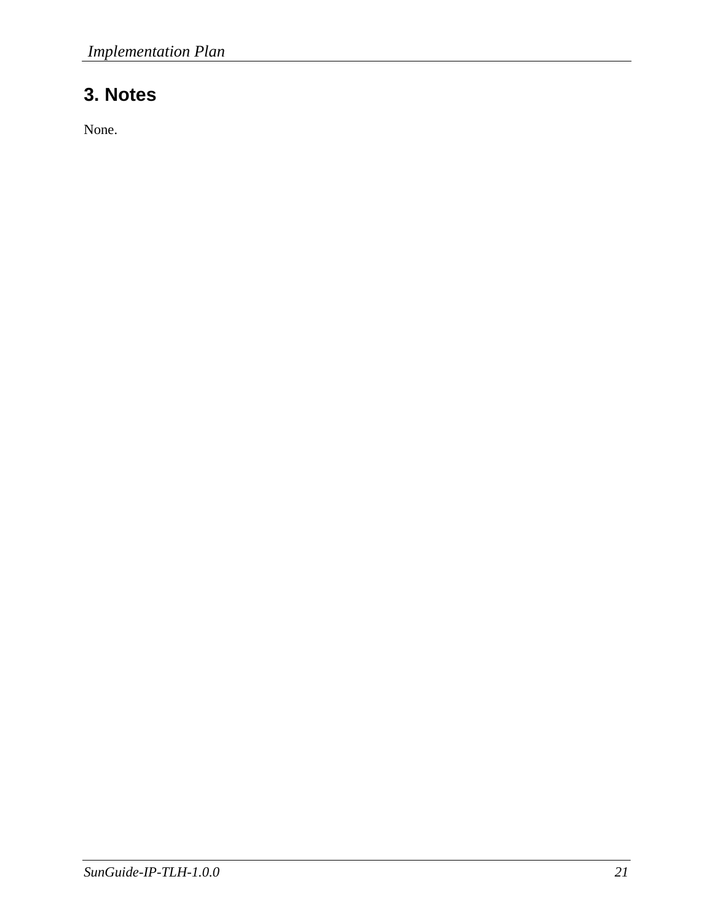# 3. Notes

None.